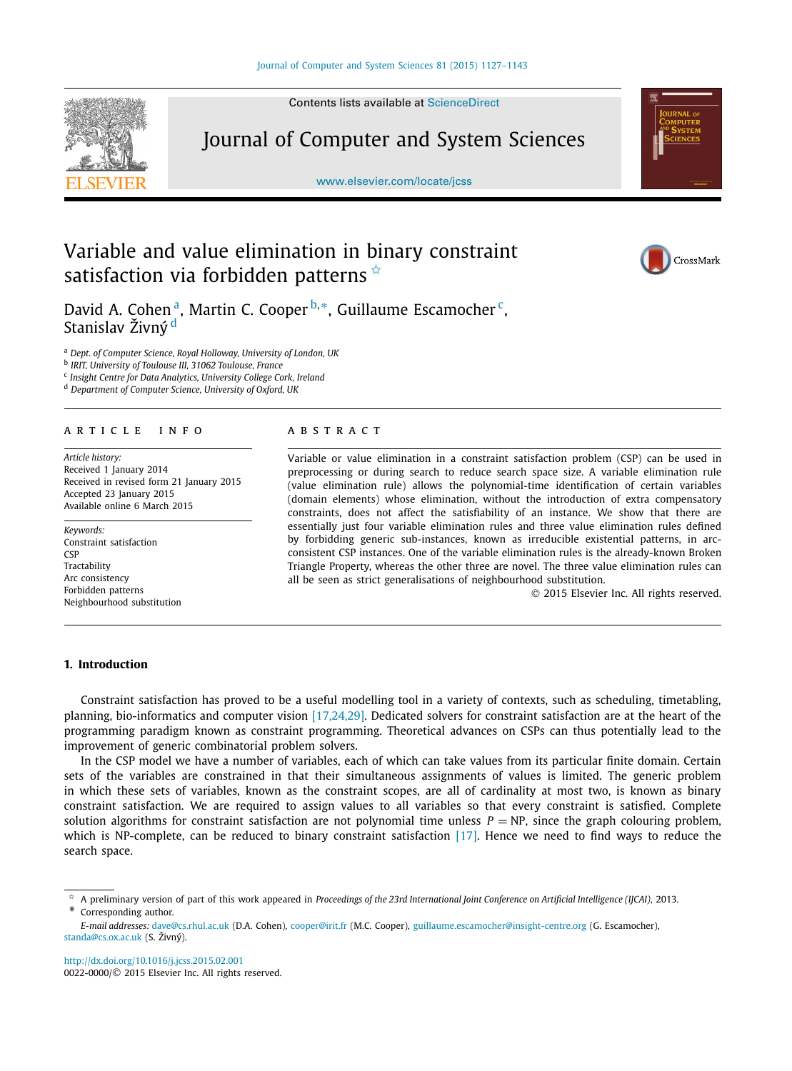# Variable and value elimination in binary constraint satisfaction via forbidden patterns ☆

David A. Cohen [a], Martin C. Cooper [b,*], Guillaume Escamocher [c], Stanislav Živný [d]

[a] Dept. of Computer Science, Royal Holloway, University of London, UK
[b] IRIT, University of Toulouse III, 31062 Toulouse, France
[c] Insight Centre for Data Analytics, University College Cork, Ireland
[d] Department of Computer Science, University of Oxford, UK

## ARTICLE INFO

*Article history:*
Received 1 January 2014
Received in revised form 21 January 2015
Accepted 23 January 2015
Available online 6 March 2015

*Keywords:*
Constraint satisfaction
CSP
Tractability
Arc consistency
Forbidden patterns
Neighbourhood substitution

## ABSTRACT

Variable or value elimination in a constraint satisfaction problem (CSP) can be used in preprocessing or during search to reduce search space size. A variable elimination rule (value elimination rule) allows the polynomial-time identification of certain variables (domain elements) whose elimination, without the introduction of extra compensatory constraints, does not affect the satisfiability of an instance. We show that there are essentially just four variable elimination rules and three value elimination rules defined by forbidding generic sub-instances, known as irreducible existential patterns, in arc-consistent CSP instances. One of the variable elimination rules is the already-known Broken Triangle Property, whereas the other three are novel. The three value elimination rules can all be seen as strict generalisations of neighbourhood substitution.

© 2015 Elsevier Inc. All rights reserved.

## 1. Introduction

Constraint satisfaction has proved to be a useful modelling tool in a variety of contexts, such as scheduling, timetabling, planning, bio-informatics and computer vision [17,24,29]. Dedicated solvers for constraint satisfaction are at the heart of the programming paradigm known as constraint programming. Theoretical advances on CSPs can thus potentially lead to the improvement of generic combinatorial problem solvers.

In the CSP model we have a number of variables, each of which can take values from its particular finite domain. Certain sets of the variables are constrained in that their simultaneous assignments of values is limited. The generic problem in which these sets of variables, known as the constraint scopes, are all of cardinality at most two, is known as binary constraint satisfaction. We are required to assign values to all variables so that every constraint is satisfied. Complete solution algorithms for constraint satisfaction are not polynomial time unless $P = \text{NP}$, since the graph colouring problem, which is NP-complete, can be reduced to binary constraint satisfaction [17]. Hence we need to find ways to reduce the search space.

☆ A preliminary version of part of this work appeared in *Proceedings of the 23rd International Joint Conference on Artificial Intelligence (IJCAI)*, 2013.
\* Corresponding author.
*E-mail addresses:* dave@cs.rhul.ac.uk (D.A. Cohen), cooper@irit.fr (M.C. Cooper), guillaume.escamocher@insight-centre.org (G. Escamocher), standa@cs.ox.ac.uk (S. Živný).

http://dx.doi.org/10.1016/j.jcss.2015.02.001
0022-0000/© 2015 Elsevier Inc. All rights reserved.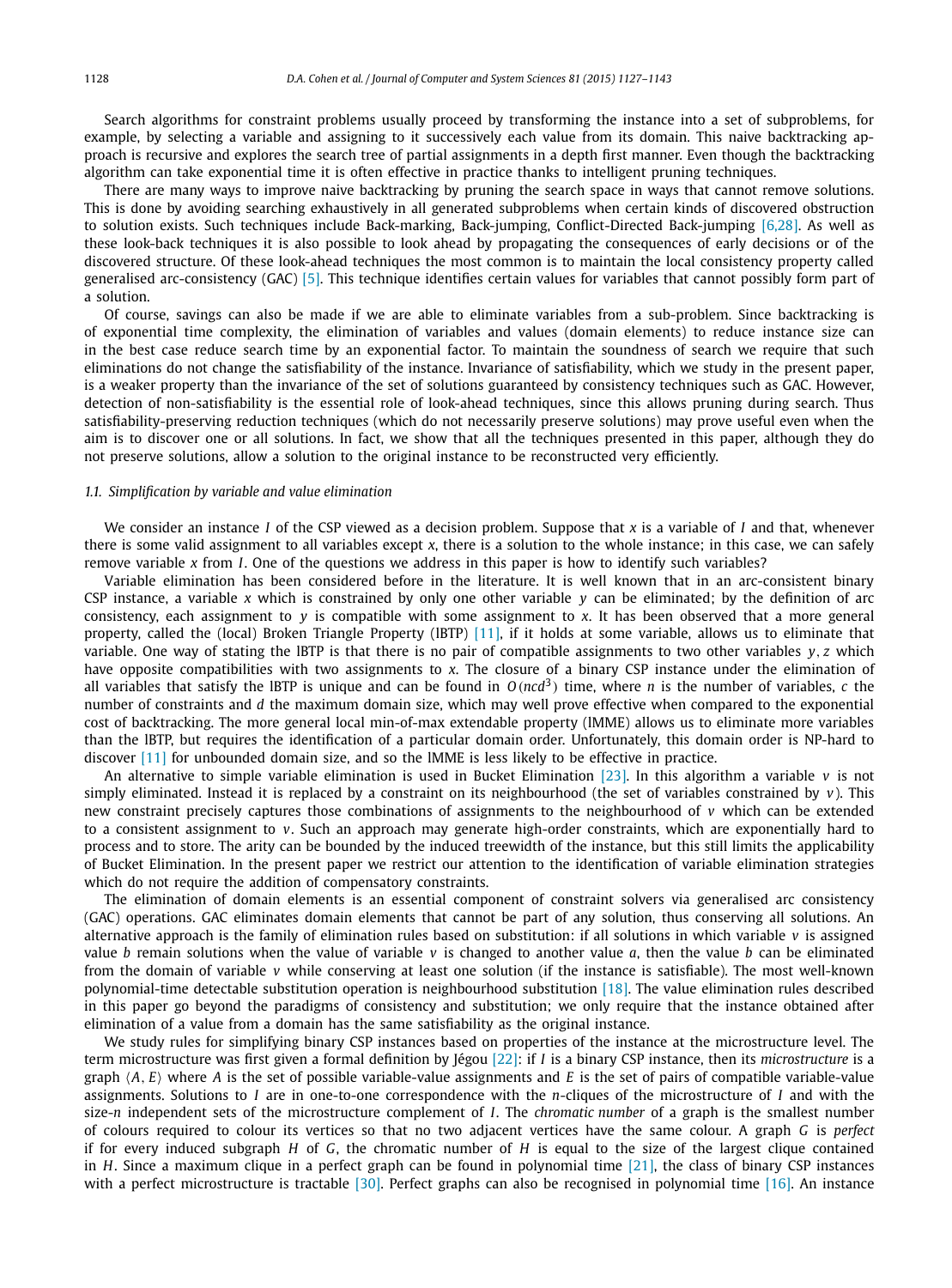Search algorithms for constraint problems usually proceed by transforming the instance into a set of subproblems, for example, by selecting a variable and assigning to it successively each value from its domain. This naive backtracking approach is recursive and explores the search tree of partial assignments in a depth first manner. Even though the backtracking algorithm can take exponential time it is often effective in practice thanks to intelligent pruning techniques.

There are many ways to improve naive backtracking by pruning the search space in ways that cannot remove solutions. This is done by avoiding searching exhaustively in all generated subproblems when certain kinds of discovered obstruction to solution exists. Such techniques include Back-marking, Back-jumping, Conflict-Directed Back-jumping [6,28]. As well as these look-back techniques it is also possible to look ahead by propagating the consequences of early decisions or of the discovered structure. Of these look-ahead techniques the most common is to maintain the local consistency property called generalised arc-consistency (GAC) [5]. This technique identifies certain values for variables that cannot possibly form part of a solution.

Of course, savings can also be made if we are able to eliminate variables from a sub-problem. Since backtracking is of exponential time complexity, the elimination of variables and values (domain elements) to reduce instance size can in the best case reduce search time by an exponential factor. To maintain the soundness of search we require that such eliminations do not change the satisfiability of the instance. Invariance of satisfiability, which we study in the present paper, is a weaker property than the invariance of the set of solutions guaranteed by consistency techniques such as GAC. However, detection of non-satisfiability is the essential role of look-ahead techniques, since this allows pruning during search. Thus satisfiability-preserving reduction techniques (which do not necessarily preserve solutions) may prove useful even when the aim is to discover one or all solutions. In fact, we show that all the techniques presented in this paper, although they do not preserve solutions, allow a solution to the original instance to be reconstructed very efficiently.

### 1.1. Simplification by variable and value elimination

We consider an instance $I$ of the CSP viewed as a decision problem. Suppose that $x$ is a variable of $I$ and that, whenever there is some valid assignment to all variables except $x$, there is a solution to the whole instance; in this case, we can safely remove variable $x$ from $I$. One of the questions we address in this paper is how to identify such variables?

Variable elimination has been considered before in the literature. It is well known that in an arc-consistent binary CSP instance, a variable $x$ which is constrained by only one other variable $y$ can be eliminated; by the definition of arc consistency, each assignment to $y$ is compatible with some assignment to $x$. It has been observed that a more general property, called the (local) Broken Triangle Property (lBTP) [11], if it holds at some variable, allows us to eliminate that variable. One way of stating the lBTP is that there is no pair of compatible assignments to two other variables $y, z$ which have opposite compatibilities with two assignments to $x$. The closure of a binary CSP instance under the elimination of all variables that satisfy the lBTP is unique and can be found in $O(ncd^3)$ time, where $n$ is the number of variables, $c$ the number of constraints and $d$ the maximum domain size, which may well prove effective when compared to the exponential cost of backtracking. The more general local min-of-max extendable property (lMME) allows us to eliminate more variables than the lBTP, but requires the identification of a particular domain order. Unfortunately, this domain order is NP-hard to discover [11] for unbounded domain size, and so the lMME is less likely to be effective in practice.

An alternative to simple variable elimination is used in Bucket Elimination [23]. In this algorithm a variable $v$ is not simply eliminated. Instead it is replaced by a constraint on its neighbourhood (the set of variables constrained by $v$). This new constraint precisely captures those combinations of assignments to the neighbourhood of $v$ which can be extended to a consistent assignment to $v$. Such an approach may generate high-order constraints, which are exponentially hard to process and to store. The arity can be bounded by the induced treewidth of the instance, but this still limits the applicability of Bucket Elimination. In the present paper we restrict our attention to the identification of variable elimination strategies which do not require the addition of compensatory constraints.

The elimination of domain elements is an essential component of constraint solvers via generalised arc consistency (GAC) operations. GAC eliminates domain elements that cannot be part of any solution, thus conserving all solutions. An alternative approach is the family of elimination rules based on substitution: if all solutions in which variable $v$ is assigned value $b$ remain solutions when the value of variable $v$ is changed to another value $a$, then the value $b$ can be eliminated from the domain of variable $v$ while conserving at least one solution (if the instance is satisfiable). The most well-known polynomial-time detectable substitution operation is neighbourhood substitution [18]. The value elimination rules described in this paper go beyond the paradigms of consistency and substitution; we only require that the instance obtained after elimination of a value from a domain has the same satisfiability as the original instance.

We study rules for simplifying binary CSP instances based on properties of the instance at the microstructure level. The term microstructure was first given a formal definition by Jégou [22]: if $I$ is a binary CSP instance, then its *microstructure* is a graph $\langle A, E\rangle$ where $A$ is the set of possible variable-value assignments and $E$ is the set of pairs of compatible variable-value assignments. Solutions to $I$ are in one-to-one correspondence with the $n$-cliques of the microstructure of $I$ and with the size-$n$ independent sets of the microstructure complement of $I$. The *chromatic number* of a graph is the smallest number of colours required to colour its vertices so that no two adjacent vertices have the same colour. A graph $G$ is *perfect* if for every induced subgraph $H$ of $G$, the chromatic number of $H$ is equal to the size of the largest clique contained in $H$. Since a maximum clique in a perfect graph can be found in polynomial time [21], the class of binary CSP instances with a perfect microstructure is tractable [30]. Perfect graphs can also be recognised in polynomial time [16]. An instance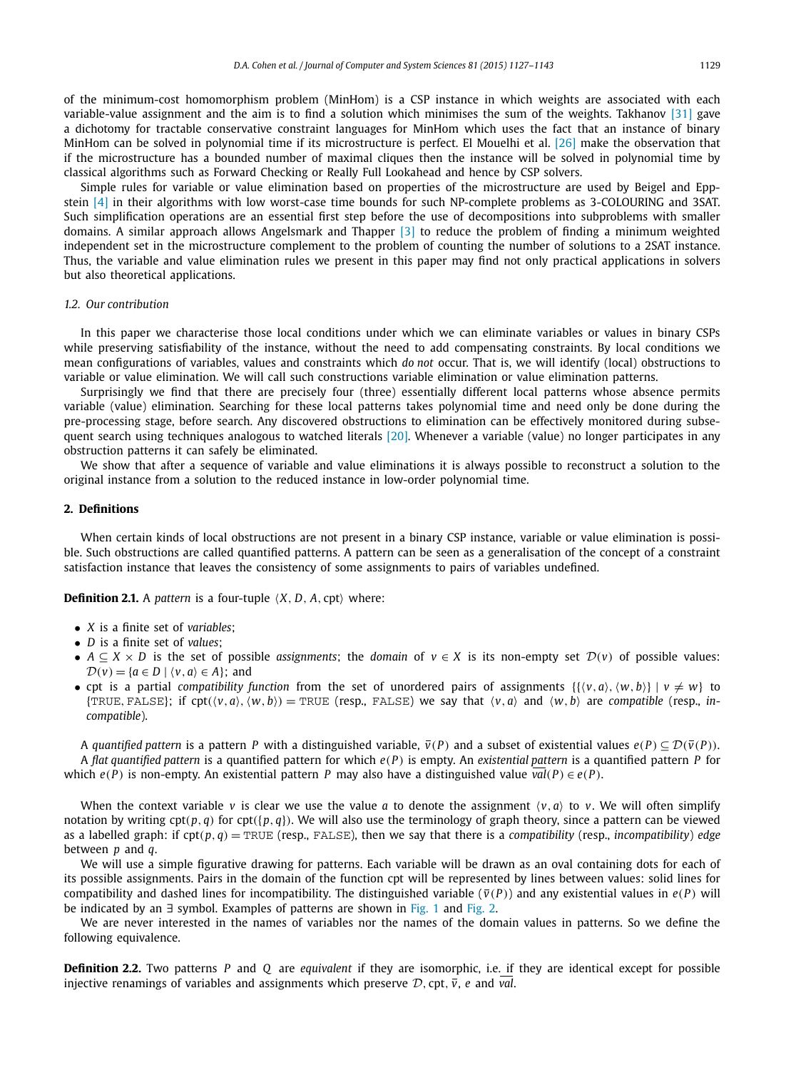of the minimum-cost homomorphism problem (MinHom) is a CSP instance in which weights are associated with each variable-value assignment and the aim is to find a solution which minimises the sum of the weights. Takhanov [31] gave a dichotomy for tractable conservative constraint languages for MinHom which uses the fact that an instance of binary MinHom can be solved in polynomial time if its microstructure is perfect. El Mouelhi et al. [26] make the observation that if the microstructure has a bounded number of maximal cliques then the instance will be solved in polynomial time by classical algorithms such as Forward Checking or Really Full Lookahead and hence by CSP solvers.

Simple rules for variable or value elimination based on properties of the microstructure are used by Beigel and Eppstein [4] in their algorithms with low worst-case time bounds for such NP-complete problems as 3-COLOURING and 3SAT. Such simplification operations are an essential first step before the use of decompositions into subproblems with smaller domains. A similar approach allows Angelsmark and Thapper [3] to reduce the problem of finding a minimum weighted independent set in the microstructure complement to the problem of counting the number of solutions to a 2SAT instance. Thus, the variable and value elimination rules we present in this paper may find not only practical applications in solvers but also theoretical applications.

### 1.2. Our contribution

In this paper we characterise those local conditions under which we can eliminate variables or values in binary CSPs while preserving satisfiability of the instance, without the need to add compensating constraints. By local conditions we mean configurations of variables, values and constraints which *do not* occur. That is, we will identify (local) obstructions to variable or value elimination. We will call such constructions variable elimination or value elimination patterns.

Surprisingly we find that there are precisely four (three) essentially different local patterns whose absence permits variable (value) elimination. Searching for these local patterns takes polynomial time and need only be done during the pre-processing stage, before search. Any discovered obstructions to elimination can be effectively monitored during subsequent search using techniques analogous to watched literals [20]. Whenever a variable (value) no longer participates in any obstruction patterns it can safely be eliminated.

We show that after a sequence of variable and value eliminations it is always possible to reconstruct a solution to the original instance from a solution to the reduced instance in low-order polynomial time.

## 2. Definitions

When certain kinds of local obstructions are not present in a binary CSP instance, variable or value elimination is possible. Such obstructions are called quantified patterns. A pattern can be seen as a generalisation of the concept of a constraint satisfaction instance that leaves the consistency of some assignments to pairs of variables undefined.

**Definition 2.1.** A *pattern* is a four-tuple $\langle X, D, A, \text{cpt}\rangle$ where:

- $X$ is a finite set of *variables*;
- $D$ is a finite set of *values*;
- $A \subseteq X \times D$ is the set of possible *assignments*; the *domain* of $v \in X$ is its non-empty set $\mathcal{D}(v)$ of possible values: $\mathcal{D}(v) = \{a \in D \mid \langle v, a\rangle \in A\}$; and
- cpt is a partial *compatibility function* from the set of unordered pairs of assignments $\{\{\langle v, a\rangle, \langle w, b\rangle\} \mid v \neq w\}$ to $\{\text{TRUE}, \text{FALSE}\}$; if $\text{cpt}(\langle v, a\rangle, \langle w, b\rangle) = \text{TRUE}$ (resp., FALSE) we say that $\langle v, a\rangle$ and $\langle w, b\rangle$ are *compatible* (resp., *incompatible*).

A *quantified pattern* is a pattern $P$ with a distinguished variable, $\overline{v}(P)$ and a subset of existential values $e(P) \subseteq \mathcal{D}(\overline{v}(P))$. A *flat quantified pattern* is a quantified pattern for which $e(P)$ is empty. An *existential pattern* is a quantified pattern $P$ for which $e(P)$ is non-empty. An existential pattern $P$ may also have a distinguished value $\overline{val}(P) \in e(P)$.

When the context variable $v$ is clear we use the value $a$ to denote the assignment $\langle v, a\rangle$ to $v$. We will often simplify notation by writing $\text{cpt}(p, q)$ for $\text{cpt}(\{p, q\})$. We will also use the terminology of graph theory, since a pattern can be viewed as a labelled graph: if $\text{cpt}(p, q) = \text{TRUE}$ (resp., FALSE), then we say that there is a *compatibility* (resp., *incompatibility*) *edge* between $p$ and $q$.

We will use a simple figurative drawing for patterns. Each variable will be drawn as an oval containing dots for each of its possible assignments. Pairs in the domain of the function cpt will be represented by lines between values: solid lines for compatibility and dashed lines for incompatibility. The distinguished variable ($\overline{v}(P)$) and any existential values in $e(P)$ will be indicated by an $\exists$ symbol. Examples of patterns are shown in Fig. 1 and Fig. 2.

We are never interested in the names of variables nor the names of the domain values in patterns. So we define the following equivalence.

**Definition 2.2.** Two patterns $P$ and $Q$ are *equivalent* if they are isomorphic, i.e. if they are identical except for possible injective renamings of variables and assignments which preserve $\mathcal{D}$, cpt, $\overline{v}$, $e$ and $\overline{val}$.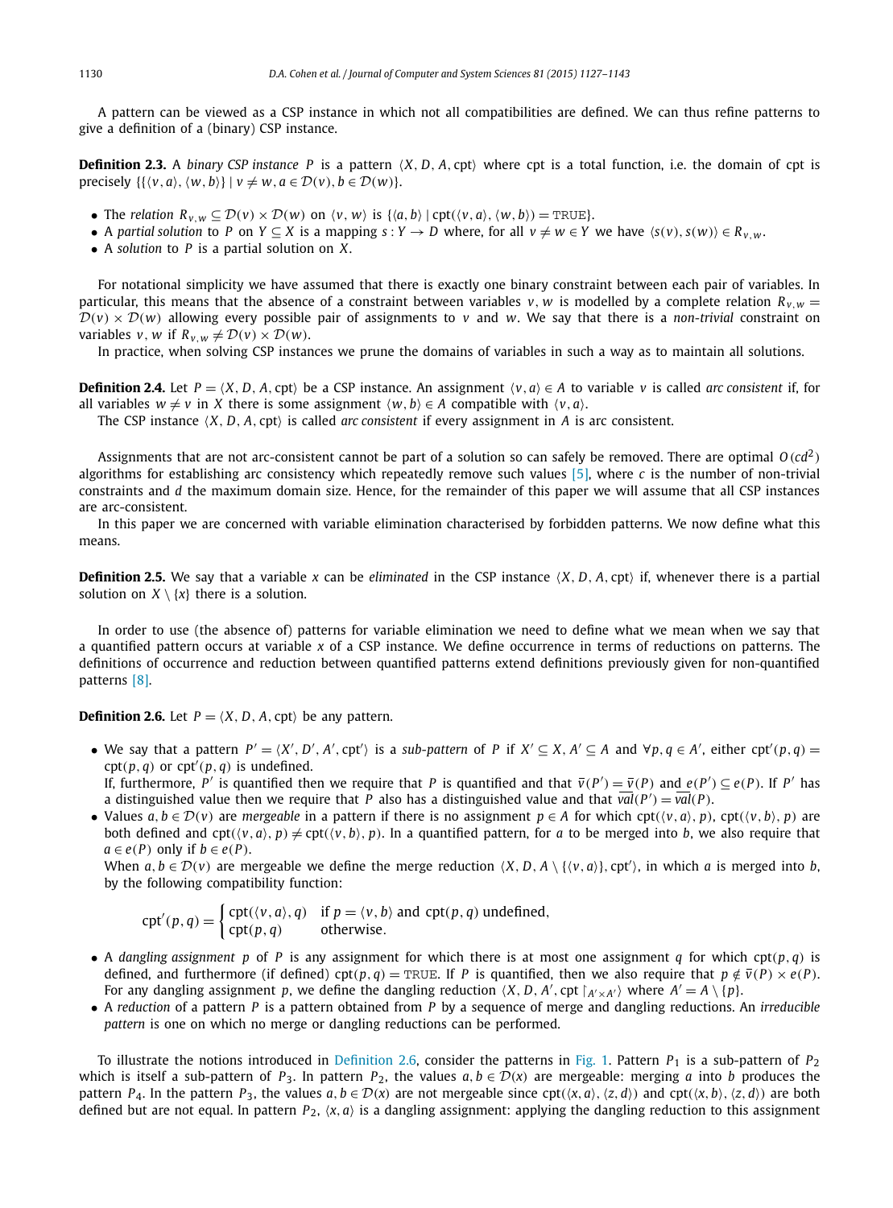A pattern can be viewed as a CSP instance in which not all compatibilities are defined. We can thus refine patterns to give a definition of a (binary) CSP instance.

**Definition 2.3.** A *binary CSP instance* $P$ is a pattern $\langle X, D, A, \text{cpt}\rangle$ where cpt is a total function, i.e. the domain of cpt is precisely $\{\{\langle v, a\rangle, \langle w, b\rangle\} \mid v \neq w, a \in \mathcal{D}(v), b \in \mathcal{D}(w)\}$.

- The *relation* $R_{v,w} \subseteq \mathcal{D}(v) \times \mathcal{D}(w)$ on $\langle v, w\rangle$ is $\{\langle a, b\rangle \mid \text{cpt}(\langle v, a\rangle, \langle w, b\rangle) = \text{TRUE}\}$.
- A *partial solution* to $P$ on $Y \subseteq X$ is a mapping $s : Y \to D$ where, for all $v \neq w \in Y$ we have $\langle s(v), s(w)\rangle \in R_{v,w}$.
- A *solution* to $P$ is a partial solution on $X$.

For notational simplicity we have assumed that there is exactly one binary constraint between each pair of variables. In particular, this means that the absence of a constraint between variables $v, w$ is modelled by a complete relation $R_{v,w} = \mathcal{D}(v) \times \mathcal{D}(w)$ allowing every possible pair of assignments to $v$ and $w$. We say that there is a *non-trivial* constraint on variables $v, w$ if $R_{v,w} \neq \mathcal{D}(v) \times \mathcal{D}(w)$.

In practice, when solving CSP instances we prune the domains of variables in such a way as to maintain all solutions.

**Definition 2.4.** Let $P = \langle X, D, A, \text{cpt}\rangle$ be a CSP instance. An assignment $\langle v, a\rangle \in A$ to variable $v$ is called *arc consistent* if, for all variables $w \neq v$ in $X$ there is some assignment $\langle w, b\rangle \in A$ compatible with $\langle v, a\rangle$.

The CSP instance $\langle X, D, A, \text{cpt}\rangle$ is called *arc consistent* if every assignment in $A$ is arc consistent.

Assignments that are not arc-consistent cannot be part of a solution so can safely be removed. There are optimal $O(cd^2)$ algorithms for establishing arc consistency which repeatedly remove such values [5], where $c$ is the number of non-trivial constraints and $d$ the maximum domain size. Hence, for the remainder of this paper we will assume that all CSP instances are arc-consistent.

In this paper we are concerned with variable elimination characterised by forbidden patterns. We now define what this means.

**Definition 2.5.** We say that a variable $x$ can be *eliminated* in the CSP instance $\langle X, D, A, \text{cpt}\rangle$ if, whenever there is a partial solution on $X \setminus \{x\}$ there is a solution.

In order to use (the absence of) patterns for variable elimination we need to define what we mean when we say that a quantified pattern occurs at variable $x$ of a CSP instance. We define occurrence in terms of reductions on patterns. The definitions of occurrence and reduction between quantified patterns extend definitions previously given for non-quantified patterns [8].

**Definition 2.6.** Let $P = \langle X, D, A, \text{cpt}\rangle$ be any pattern.

- We say that a pattern $P' = \langle X', D', A', \text{cpt}'\rangle$ is a *sub-pattern* of $P$ if $X' \subseteq X$, $A' \subseteq A$ and $\forall p, q \in A'$, either $\text{cpt}'(p, q) = \text{cpt}(p, q)$ or $\text{cpt}'(p, q)$ is undefined.
  If, furthermore, $P'$ is quantified then we require that $P$ is quantified and that $\bar{v}(P') = \bar{v}(P)$ and $e(P') \subseteq e(P)$. If $P'$ has a distinguished value then we require that $P$ also has a distinguished value and that $\overline{val}(P') = \overline{val}(P)$.
- Values $a, b \in \mathcal{D}(v)$ are *mergeable* in a pattern if there is no assignment $p \in A$ for which $\text{cpt}(\langle v, a\rangle, p)$, $\text{cpt}(\langle v, b\rangle, p)$ are both defined and $\text{cpt}(\langle v, a\rangle, p) \neq \text{cpt}(\langle v, b\rangle, p)$. In a quantified pattern, for $a$ to be merged into $b$, we also require that $a \in e(P)$ only if $b \in e(P)$.
  When $a, b \in \mathcal{D}(v)$ are mergeable we define the merge reduction $\langle X, D, A \setminus \{\langle v, a\rangle\}, \text{cpt}'\rangle$, in which $a$ is merged into $b$, by the following compatibility function:

$$\text{cpt}'(p, q) = \begin{cases} \text{cpt}(\langle v, a\rangle, q) & \text{if } p = \langle v, b\rangle \text{ and } \text{cpt}(p, q) \text{ undefined,} \\ \text{cpt}(p, q) & \text{otherwise.} \end{cases}$$

- A *dangling assignment* $p$ of $P$ is any assignment for which there is at most one assignment $q$ for which $\text{cpt}(p, q)$ is defined, and furthermore (if defined) $\text{cpt}(p, q) = \text{TRUE}$. If $P$ is quantified, then we also require that $p \notin \bar{v}(P) \times e(P)$. For any dangling assignment $p$, we define the dangling reduction $\langle X, D, A', \text{cpt}\restriction_{A' \times A'}\rangle$ where $A' = A \setminus \{p\}$.
- A *reduction* of a pattern $P$ is a pattern obtained from $P$ by a sequence of merge and dangling reductions. An *irreducible pattern* is one on which no merge or dangling reductions can be performed.

To illustrate the notions introduced in Definition 2.6, consider the patterns in Fig. 1. Pattern $P_1$ is a sub-pattern of $P_2$ which is itself a sub-pattern of $P_3$. In pattern $P_2$, the values $a, b \in \mathcal{D}(x)$ are mergeable: merging $a$ into $b$ produces the pattern $P_4$. In the pattern $P_3$, the values $a, b \in \mathcal{D}(x)$ are not mergeable since $\text{cpt}(\langle x, a\rangle, \langle z, d\rangle)$ and $\text{cpt}(\langle x, b\rangle, \langle z, d\rangle)$ are both defined but are not equal. In pattern $P_2$, $\langle x, a\rangle$ is a dangling assignment: applying the dangling reduction to this assignment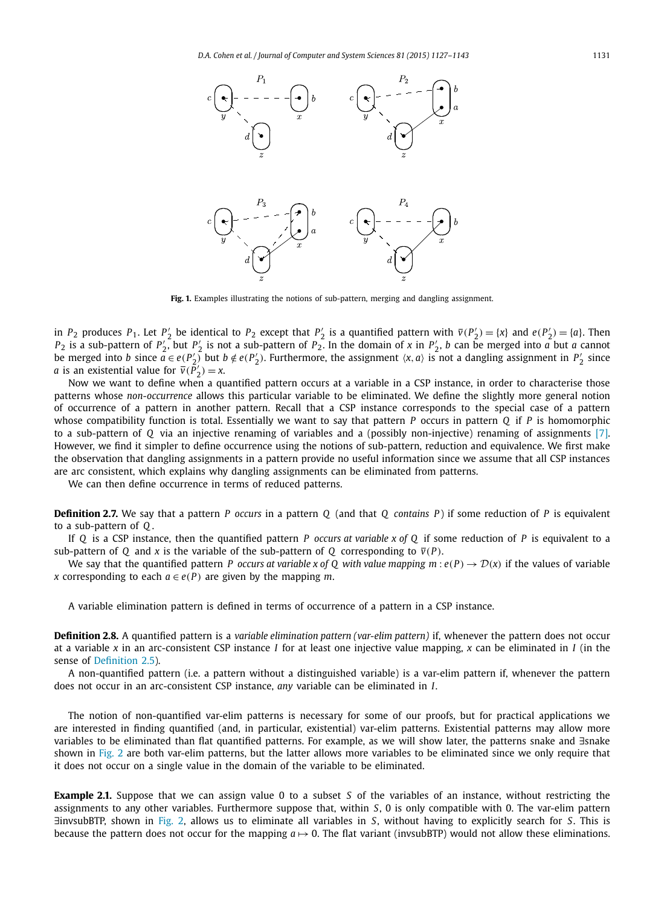Fig. 1. Examples illustrating the notions of sub-pattern, merging and dangling assignment.

in $P_2$ produces $P_1$. Let $P_2'$ be identical to $P_2$ except that $P_2'$ is a quantified pattern with $\bar{v}(P_2') = \{x\}$ and $e(P_2') = \{a\}$. Then $P_2$ is a sub-pattern of $P_2'$, but $P_2'$ is not a sub-pattern of $P_2$. In the domain of $x$ in $P_2'$, $b$ can be merged into $a$ but $a$ cannot be merged into $b$ since $a \in e(P_2')$ but $b \notin e(P_2')$. Furthermore, the assignment $\langle x, a\rangle$ is not a dangling assignment in $P_2'$ since $a$ is an existential value for $\bar{v}(P_2') = x$.

Now we want to define when a quantified pattern occurs at a variable in a CSP instance, in order to characterise those patterns whose *non-occurrence* allows this particular variable to be eliminated. We define the slightly more general notion of occurrence of a pattern in another pattern. Recall that a CSP instance corresponds to the special case of a pattern whose compatibility function is total. Essentially we want to say that pattern $P$ occurs in pattern $Q$ if $P$ is homomorphic to a sub-pattern of $Q$ via an injective renaming of variables and a (possibly non-injective) renaming of assignments [7]. However, we find it simpler to define occurrence using the notions of sub-pattern, reduction and equivalence. We first make the observation that dangling assignments in a pattern provide no useful information since we assume that all CSP instances are arc consistent, which explains why dangling assignments can be eliminated from patterns.

We can then define occurrence in terms of reduced patterns.

**Definition 2.7.** We say that a pattern $P$ *occurs* in a pattern $Q$ (and that $Q$ *contains* $P$) if some reduction of $P$ is equivalent to a sub-pattern of $Q$.

If $Q$ is a CSP instance, then the quantified pattern $P$ *occurs at variable* $x$ *of* $Q$ if some reduction of $P$ is equivalent to a sub-pattern of $Q$ and $x$ is the variable of the sub-pattern of $Q$ corresponding to $\bar{v}(P)$.

We say that the quantified pattern $P$ *occurs at variable* $x$ *of* $Q$ *with value mapping* $m : e(P) \to \mathcal{D}(x)$ if the values of variable $x$ corresponding to each $a \in e(P)$ are given by the mapping $m$.

A variable elimination pattern is defined in terms of occurrence of a pattern in a CSP instance.

**Definition 2.8.** A quantified pattern is a *variable elimination pattern (var-elim pattern)* if, whenever the pattern does not occur at a variable $x$ in an arc-consistent CSP instance $I$ for at least one injective value mapping, $x$ can be eliminated in $I$ (in the sense of Definition 2.5).

A non-quantified pattern (i.e. a pattern without a distinguished variable) is a var-elim pattern if, whenever the pattern does not occur in an arc-consistent CSP instance, *any* variable can be eliminated in $I$.

The notion of non-quantified var-elim patterns is necessary for some of our proofs, but for practical applications we are interested in finding quantified (and, in particular, existential) var-elim patterns. Existential patterns may allow more variables to be eliminated than flat quantified patterns. For example, as we will show later, the patterns snake and ∃snake shown in Fig. 2 are both var-elim patterns, but the latter allows more variables to be eliminated since we only require that it does not occur on a single value in the domain of the variable to be eliminated.

**Example 2.1.** Suppose that we can assign value 0 to a subset $S$ of the variables of an instance, without restricting the assignments to any other variables. Furthermore suppose that, within $S$, 0 is only compatible with 0. The var-elim pattern ∃invsubBTP, shown in Fig. 2, allows us to eliminate all variables in $S$, without having to explicitly search for $S$. This is because the pattern does not occur for the mapping $a \mapsto 0$. The flat variant (invsubBTP) would not allow these eliminations.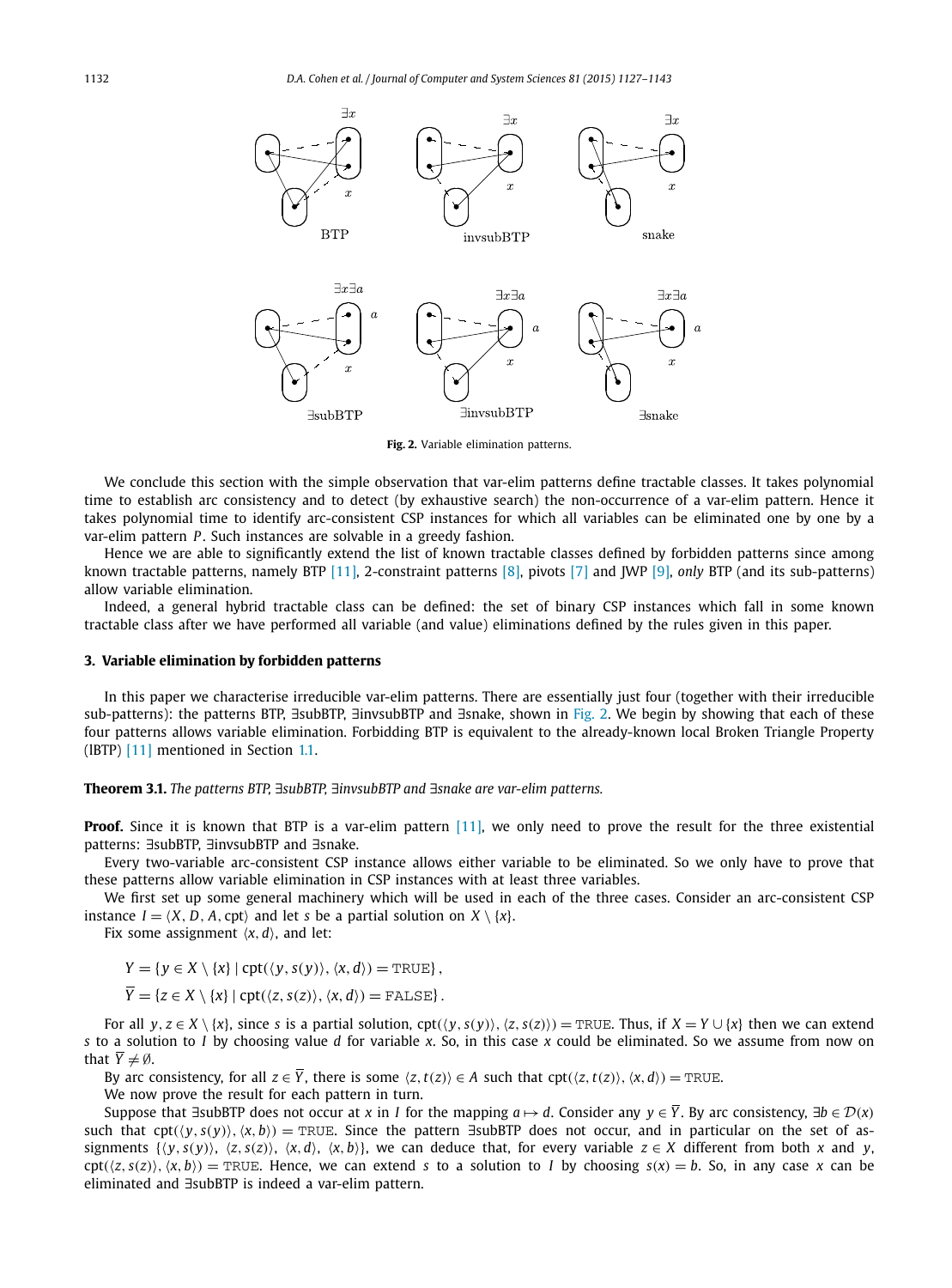**Fig. 2.** Variable elimination patterns.

We conclude this section with the simple observation that var-elim patterns define tractable classes. It takes polynomial time to establish arc consistency and to detect (by exhaustive search) the non-occurrence of a var-elim pattern. Hence it takes polynomial time to identify arc-consistent CSP instances for which all variables can be eliminated one by one by a var-elim pattern $P$. Such instances are solvable in a greedy fashion.

Hence we are able to significantly extend the list of known tractable classes defined by forbidden patterns since among known tractable patterns, namely BTP [11], 2-constraint patterns [8], pivots [7] and JWP [9], *only* BTP (and its sub-patterns) allow variable elimination.

Indeed, a general hybrid tractable class can be defined: the set of binary CSP instances which fall in some known tractable class after we have performed all variable (and value) eliminations defined by the rules given in this paper.

## 3. Variable elimination by forbidden patterns

In this paper we characterise irreducible var-elim patterns. There are essentially just four (together with their irreducible sub-patterns): the patterns BTP, ∃subBTP, ∃invsubBTP and ∃snake, shown in Fig. 2. We begin by showing that each of these four patterns allows variable elimination. Forbidding BTP is equivalent to the already-known local Broken Triangle Property (lBTP) [11] mentioned in Section 1.1.

**Theorem 3.1.** *The patterns BTP, ∃subBTP, ∃invsubBTP and ∃snake are var-elim patterns.*

**Proof.** Since it is known that BTP is a var-elim pattern [11], we only need to prove the result for the three existential patterns: ∃subBTP, ∃invsubBTP and ∃snake.

Every two-variable arc-consistent CSP instance allows either variable to be eliminated. So we only have to prove that these patterns allow variable elimination in CSP instances with at least three variables.

We first set up some general machinery which will be used in each of the three cases. Consider an arc-consistent CSP instance $I = \langle X, D, A, \text{cpt} \rangle$ and let $s$ be a partial solution on $X \setminus \{x\}$.

Fix some assignment $\langle x, d \rangle$, and let:

$$Y = \{y \in X \setminus \{x\} \mid \text{cpt}(\langle y, s(y) \rangle, \langle x, d \rangle) = \text{TRUE}\},$$

$$\overline{Y} = \{z \in X \setminus \{x\} \mid \text{cpt}(\langle z, s(z) \rangle, \langle x, d \rangle) = \text{FALSE}\}.$$

For all $y, z \in X \setminus \{x\}$, since $s$ is a partial solution, $\text{cpt}(\langle y, s(y) \rangle, \langle z, s(z) \rangle) = \text{TRUE}$. Thus, if $X = Y \cup \{x\}$ then we can extend $s$ to a solution to $I$ by choosing value $d$ for variable $x$. So, in this case $x$ could be eliminated. So we assume from now on that $\overline{Y} \neq \emptyset$.

By arc consistency, for all $z \in \overline{Y}$, there is some $\langle z, t(z) \rangle \in A$ such that $\text{cpt}(\langle z, t(z) \rangle, \langle x, d \rangle) = \text{TRUE}$.

We now prove the result for each pattern in turn.

Suppose that ∃subBTP does not occur at $x$ in $I$ for the mapping $a \mapsto d$. Consider any $y \in \overline{Y}$. By arc consistency, $\exists b \in \mathcal{D}(x)$ such that $\text{cpt}(\langle y, s(y) \rangle, \langle x, b \rangle) = \text{TRUE}$. Since the pattern ∃subBTP does not occur, and in particular on the set of assignments $\{\langle y, s(y) \rangle, \langle z, s(z) \rangle, \langle x, d \rangle, \langle x, b \rangle\}$, we can deduce that, for every variable $z \in X$ different from both $x$ and $y$, $\text{cpt}(\langle z, s(z) \rangle, \langle x, b \rangle) = \text{TRUE}$. Hence, we can extend $s$ to a solution to $I$ by choosing $s(x) = b$. So, in any case $x$ can be eliminated and ∃subBTP is indeed a var-elim pattern.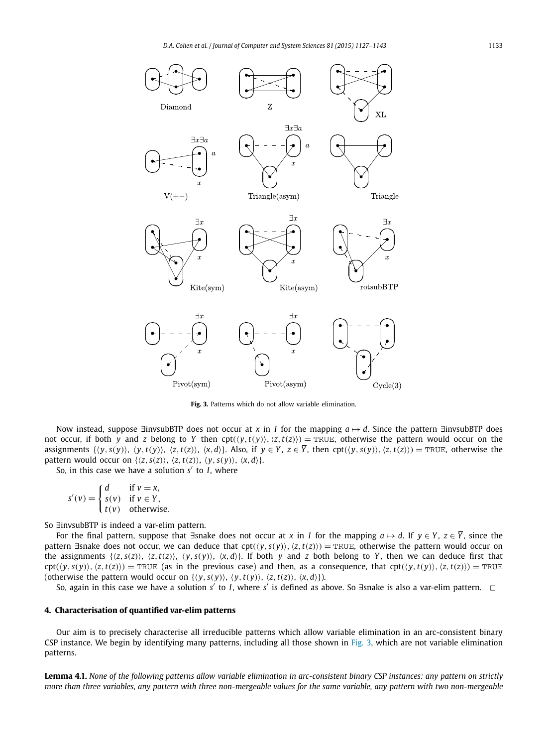Fig. 3. Patterns which do not allow variable elimination.

Now instead, suppose ∃invsubBTP does not occur at $x$ in $I$ for the mapping $a \mapsto d$. Since the pattern ∃invsubBTP does not occur, if both $y$ and $z$ belong to $\overline{Y}$ then $\text{cpt}(\langle y, t(y)\rangle, \langle z, t(z)\rangle) = \texttt{TRUE}$, otherwise the pattern would occur on the assignments $\{\langle y, s(y)\rangle, \langle y, t(y)\rangle, \langle z, t(z)\rangle, \langle x, d\rangle\}$. Also, if $y \in Y$, $z \in \overline{Y}$, then $\text{cpt}(\langle y, s(y)\rangle, \langle z, t(z)\rangle) = \texttt{TRUE}$, otherwise the pattern would occur on $\{\langle z, s(z)\rangle, \langle z, t(z)\rangle, \langle y, s(y)\rangle, \langle x, d\rangle\}$.

So, in this case we have a solution $s'$ to $I$, where

$$s'(v) = \begin{cases} d & \text{if } v = x, \\ s(v) & \text{if } v \in Y, \\ t(v) & \text{otherwise.} \end{cases}$$

So ∃invsubBTP is indeed a var-elim pattern.

For the final pattern, suppose that ∃snake does not occur at $x$ in $I$ for the mapping $a \mapsto d$. If $y \in Y$, $z \in \overline{Y}$, since the pattern ∃snake does not occur, we can deduce that $\text{cpt}(\langle y, s(y)\rangle, \langle z, t(z)\rangle) = \texttt{TRUE}$, otherwise the pattern would occur on the assignments $\{\langle z, s(z)\rangle, \langle z, t(z)\rangle, \langle y, s(y)\rangle, \langle x, d\rangle\}$. If both $y$ and $z$ both belong to $\overline{Y}$, then we can deduce first that $\text{cpt}(\langle y, s(y)\rangle, \langle z, t(z)\rangle) = \texttt{TRUE}$ (as in the previous case) and then, as a consequence, that $\text{cpt}(\langle y, t(y)\rangle, \langle z, t(z)\rangle) = \texttt{TRUE}$ (otherwise the pattern would occur on $\{\langle y, s(y)\rangle, \langle y, t(y)\rangle, \langle z, t(z)\rangle, \langle x, d\rangle\}$).

So, again in this case we have a solution $s'$ to $I$, where $s'$ is defined as above. So ∃snake is also a var-elim pattern. □

## 4. Characterisation of quantified var-elim patterns

Our aim is to precisely characterise all irreducible patterns which allow variable elimination in an arc-consistent binary CSP instance. We begin by identifying many patterns, including all those shown in Fig. 3, which are not variable elimination patterns.

**Lemma 4.1.** *None of the following patterns allow variable elimination in arc-consistent binary CSP instances: any pattern on strictly more than three variables, any pattern with three non-mergeable values for the same variable, any pattern with two non-mergeable*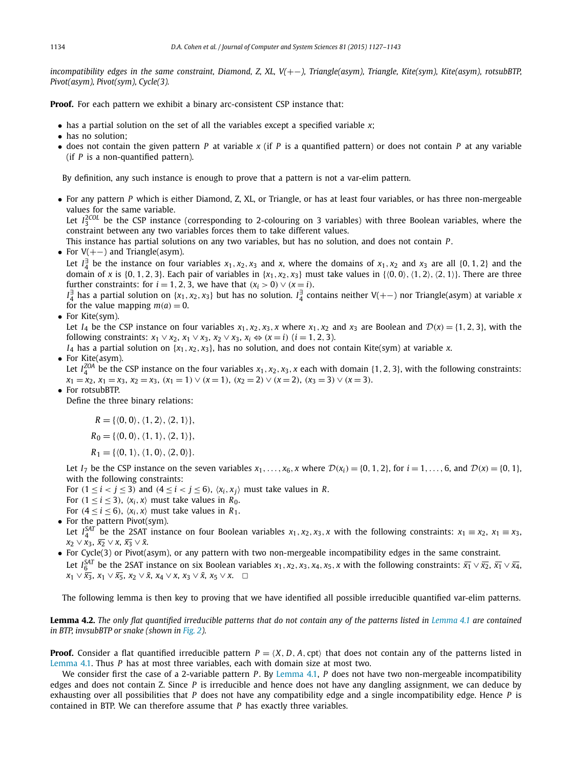*incompatibility edges in the same constraint, Diamond, Z, XL, V(+−), Triangle(asym), Triangle, Kite(sym), Kite(asym), rotsubBTP, Pivot(asym), Pivot(sym), Cycle(3).*

**Proof.** For each pattern we exhibit a binary arc-consistent CSP instance that:

- has a partial solution on the set of all the variables except a specified variable $x$;
- has no solution;
- does not contain the given pattern $P$ at variable $x$ (if $P$ is a quantified pattern) or does not contain $P$ at any variable (if $P$ is a non-quantified pattern).

By definition, any such instance is enough to prove that a pattern is not a var-elim pattern.

- For any pattern $P$ which is either Diamond, Z, XL, or Triangle, or has at least four variables, or has three non-mergeable values for the same variable.
  Let $I_3^{2COL}$ be the CSP instance (corresponding to 2-colouring on 3 variables) with three Boolean variables, where the constraint between any two variables forces them to take different values.
  This instance has partial solutions on any two variables, but has no solution, and does not contain $P$.
- For V(+−) and Triangle(asym).
  Let $I_4^{\exists}$ be the instance on four variables $x_1, x_2, x_3$ and $x$, where the domains of $x_1, x_2$ and $x_3$ are all $\{0, 1, 2\}$ and the domain of $x$ is $\{0, 1, 2, 3\}$. Each pair of variables in $\{x_1, x_2, x_3\}$ must take values in $\{\langle 0, 0\rangle, \langle 1, 2\rangle, \langle 2, 1\rangle\}$. There are three further constraints: for $i = 1, 2, 3$, we have that $(x_i > 0) \vee (x = i)$.
  $I_4^{\exists}$ has a partial solution on $\{x_1, x_2, x_3\}$ but has no solution. $I_4^{\exists}$ contains neither V(+−) nor Triangle(asym) at variable $x$ for the value mapping $m(a) = 0$.
- For Kite(sym).
  Let $I_4$ be the CSP instance on four variables $x_1, x_2, x_3, x$ where $x_1, x_2$ and $x_3$ are Boolean and $\mathcal{D}(x) = \{1, 2, 3\}$, with the following constraints: $x_1 \vee x_2$, $x_1 \vee x_3$, $x_2 \vee x_3$, $x_i \Leftrightarrow (x = i)$ $(i = 1, 2, 3)$.
  $I_4$ has a partial solution on $\{x_1, x_2, x_3\}$, has no solution, and does not contain Kite(sym) at variable $x$.
- For Kite(asym).
  Let $I_4^{ZOA}$ be the CSP instance on the four variables $x_1, x_2, x_3, x$ each with domain $\{1, 2, 3\}$, with the following constraints: $x_1 = x_2$, $x_1 = x_3$, $x_2 = x_3$, $(x_1 = 1) \vee (x = 1)$, $(x_2 = 2) \vee (x = 2)$, $(x_3 = 3) \vee (x = 3)$.
- For rotsubBTP.
  Define the three binary relations:

$$R = \{\langle 0, 0\rangle, \langle 1, 2\rangle, \langle 2, 1\rangle\},$$

$$R_0 = \{\langle 0, 0\rangle, \langle 1, 1\rangle, \langle 2, 1\rangle\},$$

$$R_1 = \{\langle 0, 1\rangle, \langle 1, 0\rangle, \langle 2, 0\rangle\}.$$

  Let $I_7$ be the CSP instance on the seven variables $x_1, \ldots, x_6, x$ where $\mathcal{D}(x_i) = \{0, 1, 2\}$, for $i = 1, \ldots, 6$, and $\mathcal{D}(x) = \{0, 1\}$, with the following constraints:
  For $(1 \le i < j \le 3)$ and $(4 \le i < j \le 6)$, $\langle x_i, x_j\rangle$ must take values in $R$.
  For $(1 \le i \le 3)$, $\langle x_i, x\rangle$ must take values in $R_0$.
  For $(4 \le i \le 6)$, $\langle x_i, x\rangle$ must take values in $R_1$.
- For the pattern Pivot(sym).
  Let $I_4^{SAT}$ be the 2SAT instance on four Boolean variables $x_1, x_2, x_3, x$ with the following constraints: $x_1 \equiv x_2$, $x_1 \equiv x_3$, $x_2 \vee x_3$, $\overline{x_2} \vee x$, $\overline{x_3} \vee \bar{x}$.
- For Cycle(3) or Pivot(asym), or any pattern with two non-mergeable incompatibility edges in the same constraint.
  Let $I_6^{SAT}$ be the 2SAT instance on six Boolean variables $x_1, x_2, x_3, x_4, x_5, x$ with the following constraints: $\overline{x_1} \vee \overline{x_2}$, $\overline{x_1} \vee \overline{x_4}$, $x_1 \vee \overline{x_3}$, $x_1 \vee \overline{x_5}$, $x_2 \vee \bar{x}$, $x_4 \vee x$, $x_3 \vee \bar{x}$, $x_5 \vee x$. $\square$

The following lemma is then key to proving that we have identified all possible irreducible quantified var-elim patterns.

**Lemma 4.2.** *The only flat quantified irreducible patterns that do not contain any of the patterns listed in Lemma 4.1 are contained in BTP, invsubBTP or snake (shown in Fig. 2).*

**Proof.** Consider a flat quantified irreducible pattern $P = \langle X, D, A, \text{cpt}\rangle$ that does not contain any of the patterns listed in Lemma 4.1. Thus $P$ has at most three variables, each with domain size at most two.

We consider first the case of a 2-variable pattern $P$. By Lemma 4.1, $P$ does not have two non-mergeable incompatibility edges and does not contain Z. Since $P$ is irreducible and hence does not have any dangling assignment, we can deduce by exhausting over all possibilities that $P$ does not have any compatibility edge and a single incompatibility edge. Hence $P$ is contained in BTP. We can therefore assume that $P$ has exactly three variables.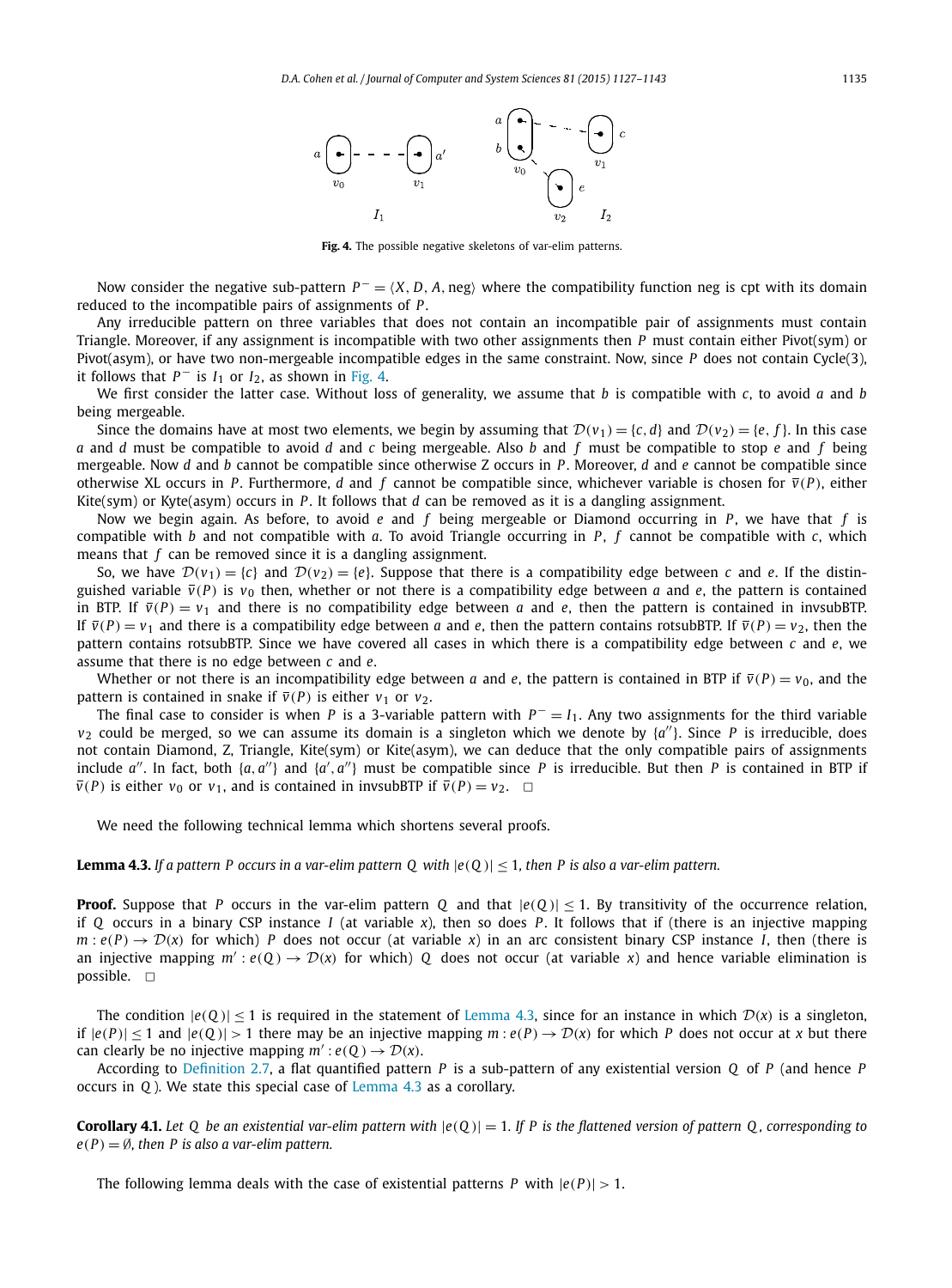**Fig. 4.** The possible negative skeletons of var-elim patterns.

Now consider the negative sub-pattern $P^- = \langle X, D, A, \text{neg}\rangle$ where the compatibility function neg is cpt with its domain reduced to the incompatible pairs of assignments of $P$.

Any irreducible pattern on three variables that does not contain an incompatible pair of assignments must contain Triangle. Moreover, if any assignment is incompatible with two other assignments then $P$ must contain either Pivot(sym) or Pivot(asym), or have two non-mergeable incompatible edges in the same constraint. Now, since $P$ does not contain Cycle(3), it follows that $P^-$ is $I_1$ or $I_2$, as shown in Fig. 4.

We first consider the latter case. Without loss of generality, we assume that $b$ is compatible with $c$, to avoid $a$ and $b$ being mergeable.

Since the domains have at most two elements, we begin by assuming that $\mathcal{D}(v_1) = \{c, d\}$ and $\mathcal{D}(v_2) = \{e, f\}$. In this case $a$ and $d$ must be compatible to avoid $d$ and $c$ being mergeable. Also $b$ and $f$ must be compatible to stop $e$ and $f$ being mergeable. Now $d$ and $b$ cannot be compatible since otherwise Z occurs in $P$. Moreover, $d$ and $e$ cannot be compatible since otherwise XL occurs in $P$. Furthermore, $d$ and $f$ cannot be compatible since, whichever variable is chosen for $\overline{v}(P)$, either Kite(sym) or Kyte(asym) occurs in $P$. It follows that $d$ can be removed as it is a dangling assignment.

Now we begin again. As before, to avoid $e$ and $f$ being mergeable or Diamond occurring in $P$, we have that $f$ is compatible with $b$ and not compatible with $a$. To avoid Triangle occurring in $P$, $f$ cannot be compatible with $c$, which means that $f$ can be removed since it is a dangling assignment.

So, we have $\mathcal{D}(v_1) = \{c\}$ and $\mathcal{D}(v_2) = \{e\}$. Suppose that there is a compatibility edge between $c$ and $e$. If the distinguished variable $\overline{v}(P)$ is $v_0$ then, whether or not there is a compatibility edge between $a$ and $e$, the pattern is contained in BTP. If $\overline{v}(P) = v_1$ and there is no compatibility edge between $a$ and $e$, then the pattern is contained in invsubBTP. If $\overline{v}(P) = v_1$ and there is a compatibility edge between $a$ and $e$, then the pattern contains rotsubBTP. If $\overline{v}(P) = v_2$, then the pattern contains rotsubBTP. Since we have covered all cases in which there is a compatibility edge between $c$ and $e$, we assume that there is no edge between $c$ and $e$.

Whether or not there is an incompatibility edge between $a$ and $e$, the pattern is contained in BTP if $\overline{v}(P) = v_0$, and the pattern is contained in snake if $\overline{v}(P)$ is either $v_1$ or $v_2$.

The final case to consider is when $P$ is a 3-variable pattern with $P^- = I_1$. Any two assignments for the third variable $v_2$ could be merged, so we can assume its domain is a singleton which we denote by $\{a''\}$. Since $P$ is irreducible, does not contain Diamond, Z, Triangle, Kite(sym) or Kite(asym), we can deduce that the only compatible pairs of assignments include $a''$. In fact, both $\{a, a''\}$ and $\{a', a''\}$ must be compatible since $P$ is irreducible. But then $P$ is contained in BTP if $\overline{v}(P)$ is either $v_0$ or $v_1$, and is contained in invsubBTP if $\overline{v}(P) = v_2$. $\square$

We need the following technical lemma which shortens several proofs.

**Lemma 4.3.** *If a pattern $P$ occurs in a var-elim pattern $Q$ with $|e(Q)| \le 1$, then $P$ is also a var-elim pattern.*

**Proof.** Suppose that $P$ occurs in the var-elim pattern $Q$ and that $|e(Q)| \le 1$. By transitivity of the occurrence relation, if $Q$ occurs in a binary CSP instance $I$ (at variable $x$), then so does $P$. It follows that if (there is an injective mapping $m : e(P) \to \mathcal{D}(x)$ for which) $P$ does not occur (at variable $x$) in an arc consistent binary CSP instance $I$, then (there is an injective mapping $m' : e(Q) \to \mathcal{D}(x)$ for which) $Q$ does not occur (at variable $x$) and hence variable elimination is possible. $\square$

The condition $|e(Q)| \le 1$ is required in the statement of Lemma 4.3, since for an instance in which $\mathcal{D}(x)$ is a singleton, if $|e(P)| \le 1$ and $|e(Q)| > 1$ there may be an injective mapping $m : e(P) \to \mathcal{D}(x)$ for which $P$ does not occur at $x$ but there can clearly be no injective mapping $m' : e(Q) \to \mathcal{D}(x)$.

According to Definition 2.7, a flat quantified pattern $P$ is a sub-pattern of any existential version $Q$ of $P$ (and hence $P$ occurs in $Q$). We state this special case of Lemma 4.3 as a corollary.

**Corollary 4.1.** *Let $Q$ be an existential var-elim pattern with $|e(Q)| = 1$. If $P$ is the flattened version of pattern $Q$, corresponding to $e(P) = \emptyset$, then $P$ is also a var-elim pattern.*

The following lemma deals with the case of existential patterns $P$ with $|e(P)| > 1$.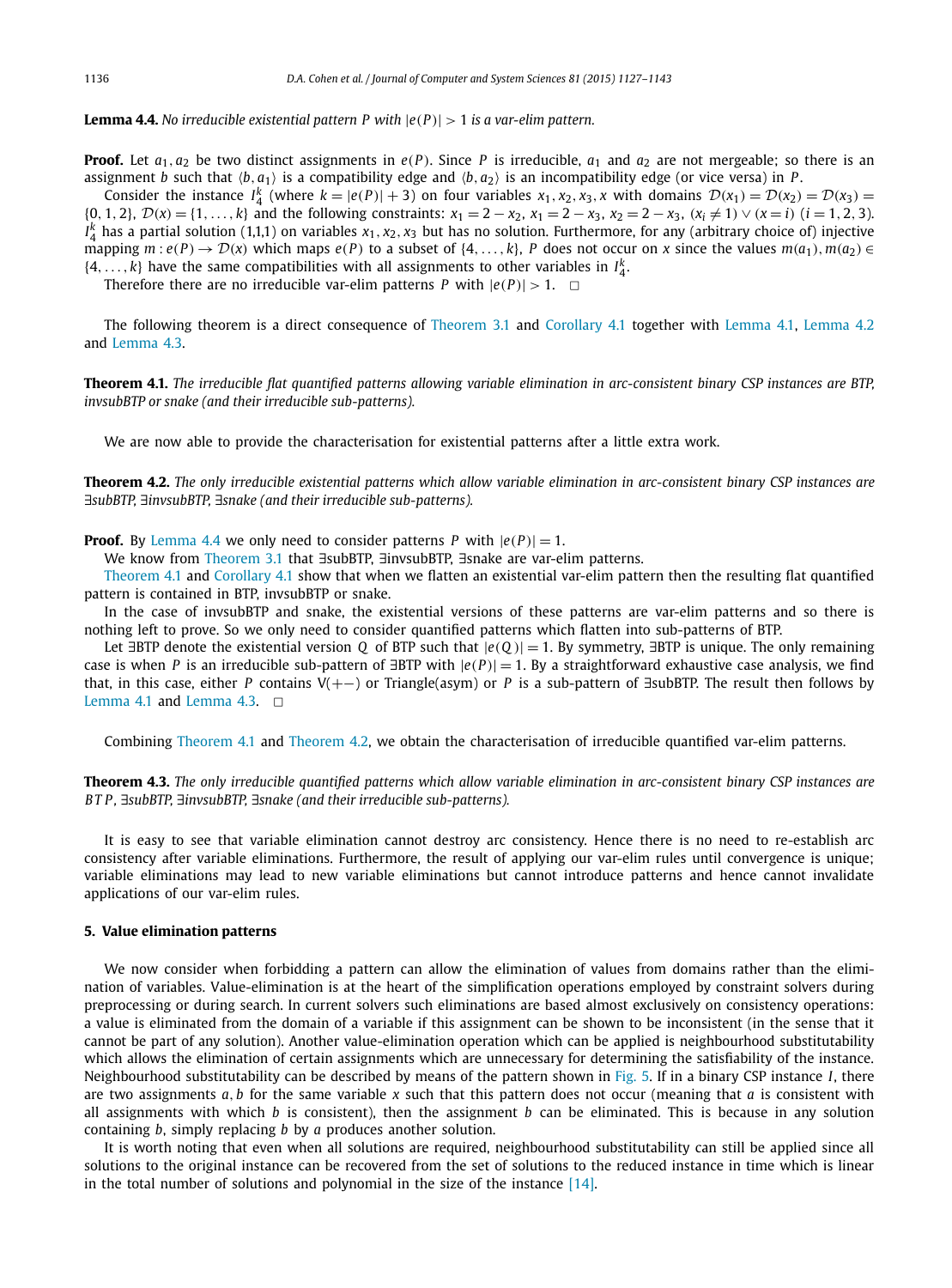**Lemma 4.4.** *No irreducible existential pattern P with $|e(P)| > 1$ is a var-elim pattern.*

**Proof.** Let $a_1, a_2$ be two distinct assignments in $e(P)$. Since $P$ is irreducible, $a_1$ and $a_2$ are not mergeable; so there is an assignment $b$ such that $\langle b, a_1 \rangle$ is a compatibility edge and $\langle b, a_2 \rangle$ is an incompatibility edge (or vice versa) in $P$.

Consider the instance $I_4^k$ (where $k = |e(P)| + 3$) on four variables $x_1, x_2, x_3, x$ with domains $\mathcal{D}(x_1) = \mathcal{D}(x_2) = \mathcal{D}(x_3) = \{0, 1, 2\}$, $\mathcal{D}(x) = \{1, \ldots, k\}$ and the following constraints: $x_1 = 2 - x_2$, $x_1 = 2 - x_3$, $x_2 = 2 - x_3$, $(x_i \neq 1) \vee (x = i)$ $(i = 1, 2, 3)$. $I_4^k$ has a partial solution (1,1,1) on variables $x_1, x_2, x_3$ but has no solution. Furthermore, for any (arbitrary choice of) injective mapping $m : e(P) \to \mathcal{D}(x)$ which maps $e(P)$ to a subset of $\{4, \ldots, k\}$, $P$ does not occur on $x$ since the values $m(a_1), m(a_2) \in \{4, \ldots, k\}$ have the same compatibilities with all assignments to other variables in $I_4^k$.

Therefore there are no irreducible var-elim patterns $P$ with $|e(P)| > 1$. □

The following theorem is a direct consequence of Theorem 3.1 and Corollary 4.1 together with Lemma 4.1, Lemma 4.2 and Lemma 4.3.

**Theorem 4.1.** *The irreducible flat quantified patterns allowing variable elimination in arc-consistent binary CSP instances are BTP, invsubBTP or snake (and their irreducible sub-patterns).*

We are now able to provide the characterisation for existential patterns after a little extra work.

**Theorem 4.2.** *The only irreducible existential patterns which allow variable elimination in arc-consistent binary CSP instances are ∃subBTP, ∃invsubBTP, ∃snake (and their irreducible sub-patterns).*

**Proof.** By Lemma 4.4 we only need to consider patterns $P$ with $|e(P)| = 1$.

We know from Theorem 3.1 that ∃subBTP, ∃invsubBTP, ∃snake are var-elim patterns.

Theorem 4.1 and Corollary 4.1 show that when we flatten an existential var-elim pattern then the resulting flat quantified pattern is contained in BTP, invsubBTP or snake.

In the case of invsubBTP and snake, the existential versions of these patterns are var-elim patterns and so there is nothing left to prove. So we only need to consider quantified patterns which flatten into sub-patterns of BTP.

Let ∃BTP denote the existential version $Q$ of BTP such that $|e(Q)| = 1$. By symmetry, ∃BTP is unique. The only remaining case is when $P$ is an irreducible sub-pattern of ∃BTP with $|e(P)| = 1$. By a straightforward exhaustive case analysis, we find that, in this case, either $P$ contains V(+−) or Triangle(asym) or $P$ is a sub-pattern of ∃subBTP. The result then follows by Lemma 4.1 and Lemma 4.3. □

Combining Theorem 4.1 and Theorem 4.2, we obtain the characterisation of irreducible quantified var-elim patterns.

**Theorem 4.3.** *The only irreducible quantified patterns which allow variable elimination in arc-consistent binary CSP instances are BTP, ∃subBTP, ∃invsubBTP, ∃snake (and their irreducible sub-patterns).*

It is easy to see that variable elimination cannot destroy arc consistency. Hence there is no need to re-establish arc consistency after variable eliminations. Furthermore, the result of applying our var-elim rules until convergence is unique; variable eliminations may lead to new variable eliminations but cannot introduce patterns and hence cannot invalidate applications of our var-elim rules.

## 5. Value elimination patterns

We now consider when forbidding a pattern can allow the elimination of values from domains rather than the elimination of variables. Value-elimination is at the heart of the simplification operations employed by constraint solvers during preprocessing or during search. In current solvers such eliminations are based almost exclusively on consistency operations: a value is eliminated from the domain of a variable if this assignment can be shown to be inconsistent (in the sense that it cannot be part of any solution). Another value-elimination operation which can be applied is neighbourhood substitutability which allows the elimination of certain assignments which are unnecessary for determining the satisfiability of the instance. Neighbourhood substitutability can be described by means of the pattern shown in Fig. 5. If in a binary CSP instance $I$, there are two assignments $a, b$ for the same variable $x$ such that this pattern does not occur (meaning that $a$ is consistent with all assignments with which $b$ is consistent), then the assignment $b$ can be eliminated. This is because in any solution containing $b$, simply replacing $b$ by $a$ produces another solution.

It is worth noting that even when all solutions are required, neighbourhood substitutability can still be applied since all solutions to the original instance can be recovered from the set of solutions to the reduced instance in time which is linear in the total number of solutions and polynomial in the size of the instance [14].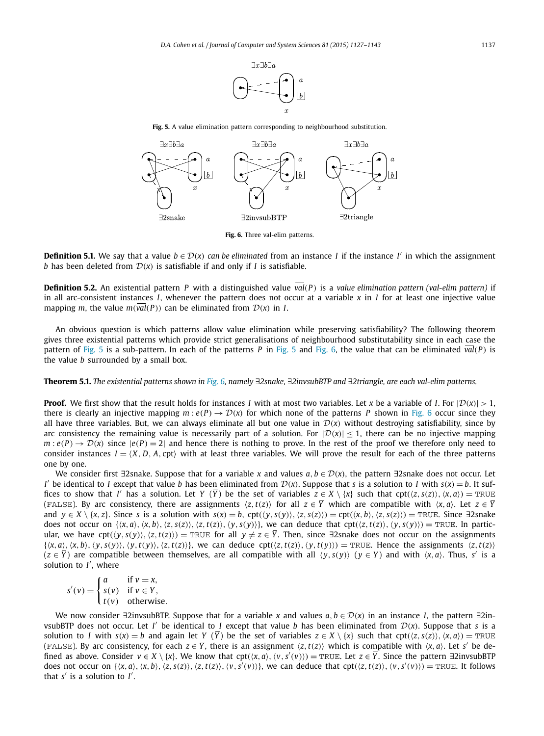Fig. 5. A value elimination pattern corresponding to neighbourhood substitution.

Fig. 6. Three val-elim patterns.

**Definition 5.1.** We say that a value $b \in \mathcal{D}(x)$ *can be eliminated* from an instance $I$ if the instance $I'$ in which the assignment $b$ has been deleted from $\mathcal{D}(x)$ is satisfiable if and only if $I$ is satisfiable.

**Definition 5.2.** An existential pattern $P$ with a distinguished value $\overline{val}(P)$ is a *value elimination pattern (val-elim pattern)* if in all arc-consistent instances $I$, whenever the pattern does not occur at a variable $x$ in $I$ for at least one injective value mapping $m$, the value $m(\overline{val}(P))$ can be eliminated from $\mathcal{D}(x)$ in $I$.

An obvious question is which patterns allow value elimination while preserving satisfiability? The following theorem gives three existential patterns which provide strict generalisations of neighbourhood substitutability since in each case the pattern of Fig. 5 is a sub-pattern. In each of the patterns $P$ in Fig. 5 and Fig. 6, the value that can be eliminated $\overline{val}(P)$ is the value $b$ surrounded by a small box.

**Theorem 5.1.** *The existential patterns shown in Fig. 6, namely ∃2snake, ∃2invsubBTP and ∃2triangle, are each val-elim patterns.*

**Proof.** We first show that the result holds for instances $I$ with at most two variables. Let $x$ be a variable of $I$. For $|\mathcal{D}(x)| > 1$, there is clearly an injective mapping $m : e(P) \to \mathcal{D}(x)$ for which none of the patterns $P$ shown in Fig. 6 occur since they all have three variables. But, we can always eliminate all but one value in $\mathcal{D}(x)$ without destroying satisfiability, since by arc consistency the remaining value is necessarily part of a solution. For $|\mathcal{D}(x)| \leq 1$, there can be no injective mapping $m : e(P) \to \mathcal{D}(x)$ since $|e(P) = 2|$ and hence there is nothing to prove. In the rest of the proof we therefore only need to consider instances $I = \langle X, D, A, \text{cpt}\rangle$ with at least three variables. We will prove the result for each of the three patterns one by one.

We consider first ∃2snake. Suppose that for a variable $x$ and values $a, b \in \mathcal{D}(x)$, the pattern ∃2snake does not occur. Let $I'$ be identical to $I$ except that value $b$ has been eliminated from $\mathcal{D}(x)$. Suppose that $s$ is a solution to $I$ with $s(x) = b$. It suffices to show that $I'$ has a solution. Let $Y$ ($\overline{Y}$) be the set of variables $z \in X \setminus \{x\}$ such that $\text{cpt}(\langle z, s(z)\rangle, \langle x, a\rangle) = \texttt{TRUE}$ ($\texttt{FALSE}$). By arc consistency, there are assignments $\langle z, t(z)\rangle$ for all $z \in \overline{Y}$ which are compatible with $\langle x, a\rangle$. Let $z \in \overline{Y}$ and $y \in X \setminus \{x, z\}$. Since $s$ is a solution with $s(x) = b$, $\text{cpt}(\langle y, s(y)\rangle, \langle z, s(z)\rangle) = \text{cpt}(\langle x, b\rangle, \langle z, s(z)\rangle) = \texttt{TRUE}$. Since ∃2snake does not occur on $\{\langle x, a\rangle, \langle x, b\rangle, \langle z, s(z)\rangle, \langle z, t(z)\rangle, \langle y, s(y)\rangle\}$, we can deduce that $\text{cpt}(\langle z, t(z)\rangle, \langle y, s(y)\rangle) = \texttt{TRUE}$. In particular, we have $\text{cpt}(\langle y, s(y)\rangle, \langle z, t(z)\rangle) = \texttt{TRUE}$ for all $y \neq z \in \overline{Y}$. Then, since ∃2snake does not occur on the assignments $\{\langle x, a\rangle, \langle x, b\rangle, \langle y, s(y)\rangle, \langle y, t(y)\rangle, \langle z, t(z)\rangle\}$, we can deduce $\text{cpt}(\langle z, t(z)\rangle, \langle y, t(y)\rangle) = \texttt{TRUE}$. Hence the assignments $\langle z, t(z)\rangle$ ($z \in \overline{Y}$) are compatible between themselves, are all compatible with all $\langle y, s(y)\rangle$ ($y \in Y$) and with $\langle x, a\rangle$. Thus, $s'$ is a solution to $I'$, where

$$s'(v) = \begin{cases} a & \text{if } v = x, \\ s(v) & \text{if } v \in Y, \\ t(v) & \text{otherwise.} \end{cases}$$

We now consider ∃2invsubBTP. Suppose that for a variable $x$ and values $a, b \in \mathcal{D}(x)$ in an instance $I$, the pattern ∃2invsubBTP does not occur. Let $I'$ be identical to $I$ except that value $b$ has been eliminated from $\mathcal{D}(x)$. Suppose that $s$ is a solution to $I$ with $s(x) = b$ and again let $Y$ ($\overline{Y}$) be the set of variables $z \in X \setminus \{x\}$ such that $\text{cpt}(\langle z, s(z)\rangle, \langle x, a\rangle) = \texttt{TRUE}$ ($\texttt{FALSE}$). By arc consistency, for each $z \in \overline{Y}$, there is an assignment $\langle z, t(z)\rangle$ which is compatible with $\langle x, a\rangle$. Let $s'$ be defined as above. Consider $v \in X \setminus \{x\}$. We know that $\text{cpt}(\langle x, a\rangle, \langle v, s'(v)\rangle) = \texttt{TRUE}$. Let $z \in \overline{Y}$. Since the pattern ∃2invsubBTP does not occur on $\{\langle x, a\rangle, \langle x, b\rangle, \langle z, s(z)\rangle, \langle z, t(z)\rangle, \langle v, s'(v)\rangle\}$, we can deduce that $\text{cpt}(\langle z, t(z)\rangle, \langle v, s'(v)\rangle) = \texttt{TRUE}$. It follows that $s'$ is a solution to $I'$.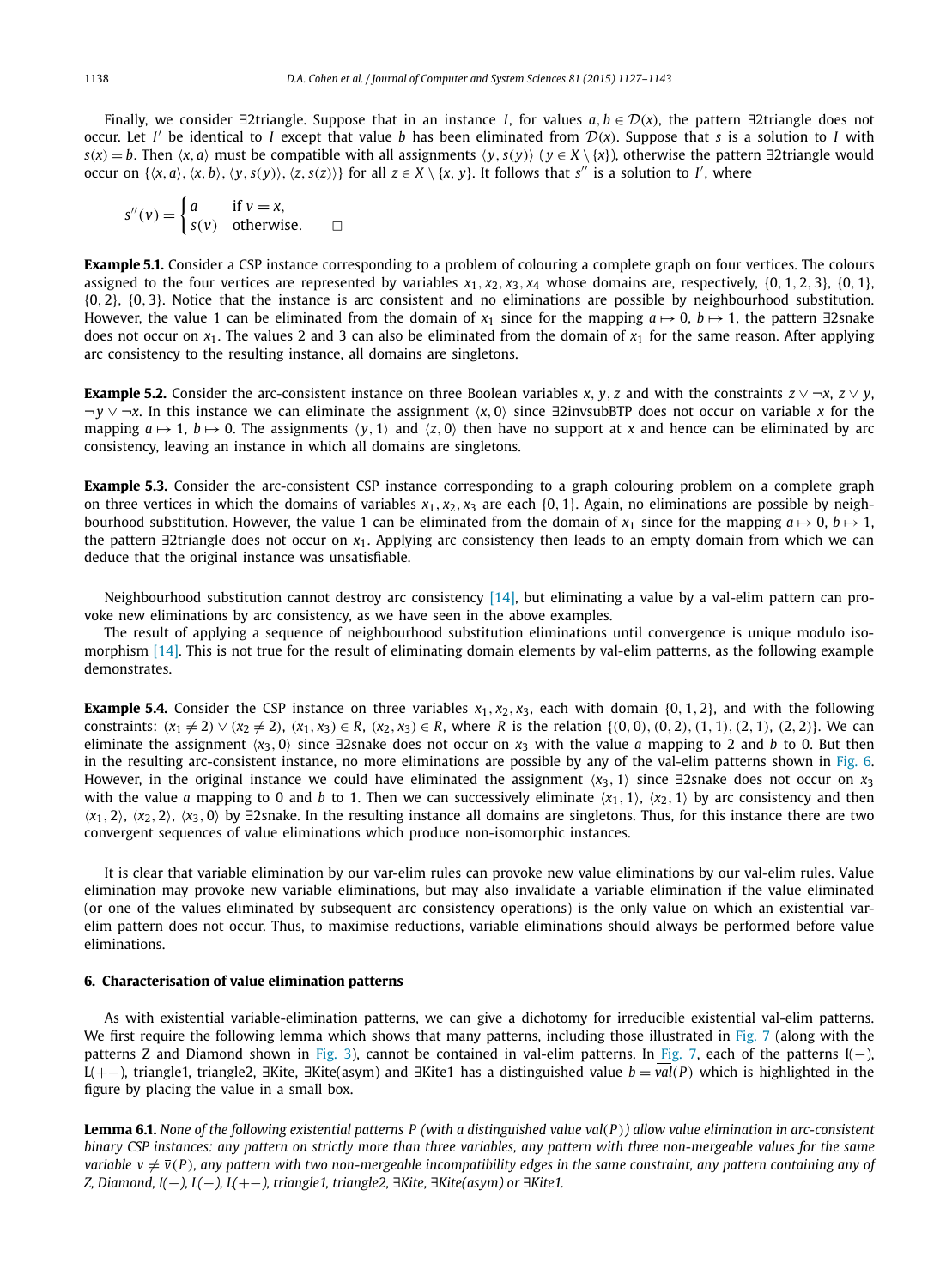Finally, we consider ∃2triangle. Suppose that in an instance $I$, for values $a, b \in \mathcal{D}(x)$, the pattern ∃2triangle does not occur. Let $I'$ be identical to $I$ except that value $b$ has been eliminated from $\mathcal{D}(x)$. Suppose that $s$ is a solution to $I$ with $s(x) = b$. Then $\langle x, a\rangle$ must be compatible with all assignments $\langle y, s(y)\rangle$ $(y \in X \setminus \{x\})$, otherwise the pattern ∃2triangle would occur on $\{\langle x, a\rangle, \langle x, b\rangle, \langle y, s(y)\rangle, \langle z, s(z)\rangle\}$ for all $z \in X \setminus \{x, y\}$. It follows that $s''$ is a solution to $I'$, where

$$s''(v) = \begin{cases} a & \text{if } v = x, \\ s(v) & \text{otherwise.} \end{cases} \qquad \square$$

**Example 5.1.** Consider a CSP instance corresponding to a problem of colouring a complete graph on four vertices. The colours assigned to the four vertices are represented by variables $x_1, x_2, x_3, x_4$ whose domains are, respectively, $\{0, 1, 2, 3\}$, $\{0, 1\}$, $\{0, 2\}$, $\{0, 3\}$. Notice that the instance is arc consistent and no eliminations are possible by neighbourhood substitution. However, the value 1 can be eliminated from the domain of $x_1$ since for the mapping $a \mapsto 0$, $b \mapsto 1$, the pattern ∃2snake does not occur on $x_1$. The values 2 and 3 can also be eliminated from the domain of $x_1$ for the same reason. After applying arc consistency to the resulting instance, all domains are singletons.

**Example 5.2.** Consider the arc-consistent instance on three Boolean variables $x, y, z$ and with the constraints $z \vee \neg x$, $z \vee y$, $\neg y \vee \neg x$. In this instance we can eliminate the assignment $\langle x, 0\rangle$ since ∃2invsubBTP does not occur on variable $x$ for the mapping $a \mapsto 1$, $b \mapsto 0$. The assignments $\langle y, 1\rangle$ and $\langle z, 0\rangle$ then have no support at $x$ and hence can be eliminated by arc consistency, leaving an instance in which all domains are singletons.

**Example 5.3.** Consider the arc-consistent CSP instance corresponding to a graph colouring problem on a complete graph on three vertices in which the domains of variables $x_1, x_2, x_3$ are each $\{0, 1\}$. Again, no eliminations are possible by neighbourhood substitution. However, the value 1 can be eliminated from the domain of $x_1$ since for the mapping $a \mapsto 0$, $b \mapsto 1$, the pattern ∃2triangle does not occur on $x_1$. Applying arc consistency then leads to an empty domain from which we can deduce that the original instance was unsatisfiable.

Neighbourhood substitution cannot destroy arc consistency [14], but eliminating a value by a val-elim pattern can provoke new eliminations by arc consistency, as we have seen in the above examples.

The result of applying a sequence of neighbourhood substitution eliminations until convergence is unique modulo isomorphism [14]. This is not true for the result of eliminating domain elements by val-elim patterns, as the following example demonstrates.

**Example 5.4.** Consider the CSP instance on three variables $x_1, x_2, x_3$, each with domain $\{0, 1, 2\}$, and with the following constraints: $(x_1 \neq 2) \vee (x_2 \neq 2)$, $(x_1, x_3) \in R$, $(x_2, x_3) \in R$, where $R$ is the relation $\{(0, 0), (0, 2), (1, 1), (2, 1), (2, 2)\}$. We can eliminate the assignment $\langle x_3, 0\rangle$ since ∃2snake does not occur on $x_3$ with the value $a$ mapping to 2 and $b$ to 0. But then in the resulting arc-consistent instance, no more eliminations are possible by any of the val-elim patterns shown in Fig. 6. However, in the original instance we could have eliminated the assignment $\langle x_3, 1\rangle$ since ∃2snake does not occur on $x_3$ with the value $a$ mapping to 0 and $b$ to 1. Then we can successively eliminate $\langle x_1, 1\rangle$, $\langle x_2, 1\rangle$ by arc consistency and then $\langle x_1, 2\rangle$, $\langle x_2, 2\rangle$, $\langle x_3, 0\rangle$ by ∃2snake. In the resulting instance all domains are singletons. Thus, for this instance there are two convergent sequences of value eliminations which produce non-isomorphic instances.

It is clear that variable elimination by our var-elim rules can provoke new value eliminations by our val-elim rules. Value elimination may provoke new variable eliminations, but may also invalidate a variable elimination if the value eliminated (or one of the values eliminated by subsequent arc consistency operations) is the only value on which an existential var-elim pattern does not occur. Thus, to maximise reductions, variable eliminations should always be performed before value eliminations.

## 6. Characterisation of value elimination patterns

As with existential variable-elimination patterns, we can give a dichotomy for irreducible existential val-elim patterns. We first require the following lemma which shows that many patterns, including those illustrated in Fig. 7 (along with the patterns Z and Diamond shown in Fig. 3), cannot be contained in val-elim patterns. In Fig. 7, each of the patterns I(−), L(+−), triangle1, triangle2, ∃Kite, ∃Kite(asym) and ∃Kite1 has a distinguished value $b = \overline{val}(P)$ which is highlighted in the figure by placing the value in a small box.

**Lemma 6.1.** *None of the following existential patterns $P$ (with a distinguished value $\overline{val}(P)$) allow value elimination in arc-consistent binary CSP instances: any pattern on strictly more than three variables, any pattern with three non-mergeable values for the same variable $v \neq \overline{v}(P)$, any pattern with two non-mergeable incompatibility edges in the same constraint, any pattern containing any of Z, Diamond, I(−), L(−), L(+−), triangle1, triangle2, ∃Kite, ∃Kite(asym) or ∃Kite1.*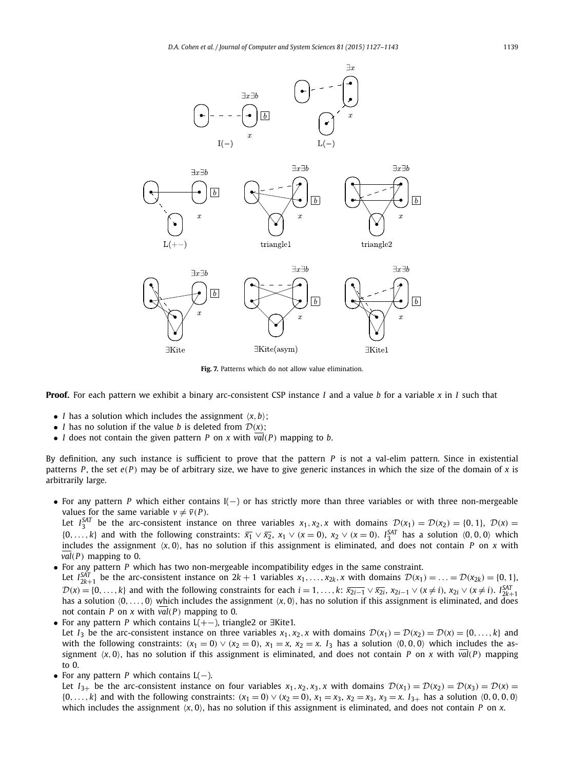**Fig. 7.** Patterns which do not allow value elimination.

**Proof.** For each pattern we exhibit a binary arc-consistent CSP instance $I$ and a value $b$ for a variable $x$ in $I$ such that

- $I$ has a solution which includes the assignment $\langle x, b \rangle$;
- $I$ has no solution if the value $b$ is deleted from $\mathcal{D}(x)$;
- $I$ does not contain the given pattern $P$ on $x$ with $\overline{val}(P)$ mapping to $b$.

By definition, any such instance is sufficient to prove that the pattern $P$ is not a val-elim pattern. Since in existential patterns $P$, the set $e(P)$ may be of arbitrary size, we have to give generic instances in which the size of the domain of $x$ is arbitrarily large.

- For any pattern $P$ which either contains I($-$) or has strictly more than three variables or with three non-mergeable values for the same variable $v \neq \overline{v}(P)$.
  Let $I_3^{SAT}$ be the arc-consistent instance on three variables $x_1, x_2, x$ with domains $\mathcal{D}(x_1) = \mathcal{D}(x_2) = \{0, 1\}$, $\mathcal{D}(x) = \{0, \ldots, k\}$ and with the following constraints: $\overline{x_1} \vee \overline{x_2}$, $x_1 \vee (x = 0)$, $x_2 \vee (x = 0)$. $I_3^{SAT}$ has a solution $\langle 0, 0, 0 \rangle$ which includes the assignment $\langle x, 0 \rangle$, has no solution if this assignment is eliminated, and does not contain $P$ on $x$ with $\overline{val}(P)$ mapping to 0.
- For any pattern $P$ which has two non-mergeable incompatibility edges in the same constraint.
  Let $I_{2k+1}^{SAT}$ be the arc-consistent instance on $2k+1$ variables $x_1, \ldots, x_{2k}, x$ with domains $\mathcal{D}(x_1) = \ldots = \mathcal{D}(x_{2k}) = \{0, 1\}$, $\mathcal{D}(x) = \{0, \ldots, k\}$ and with the following constraints for each $i = 1, \ldots, k$: $\overline{x_{2i-1}} \vee \overline{x_{2i}}$, $x_{2i-1} \vee (x \neq i)$, $x_{2i} \vee (x \neq i)$. $I_{2k+1}^{SAT}$ has a solution $\langle 0, \ldots, 0 \rangle$ which includes the assignment $\langle x, 0 \rangle$, has no solution if this assignment is eliminated, and does not contain $P$ on $x$ with $\overline{val}(P)$ mapping to 0.
- For any pattern $P$ which contains L($+-$), triangle2 or $\exists$Kite1.
  Let $I_3$ be the arc-consistent instance on three variables $x_1, x_2, x$ with domains $\mathcal{D}(x_1) = \mathcal{D}(x_2) = \mathcal{D}(x) = \{0, \ldots, k\}$ and with the following constraints: $(x_1 = 0) \vee (x_2 = 0)$, $x_1 = x$, $x_2 = x$. $I_3$ has a solution $\langle 0, 0, 0 \rangle$ which includes the assignment $\langle x, 0 \rangle$, has no solution if this assignment is eliminated, and does not contain $P$ on $x$ with $\overline{val}(P)$ mapping to 0.
- For any pattern $P$ which contains L($-$).
  Let $I_{3+}$ be the arc-consistent instance on four variables $x_1, x_2, x_3, x$ with domains $\mathcal{D}(x_1) = \mathcal{D}(x_2) = \mathcal{D}(x_3) = \mathcal{D}(x) = \{0, \ldots, k\}$ and with the following constraints: $(x_1 = 0) \vee (x_2 = 0)$, $x_1 = x_3$, $x_2 = x_3$, $x_3 = x$. $I_{3+}$ has a solution $\langle 0, 0, 0, 0 \rangle$ which includes the assignment $\langle x, 0 \rangle$, has no solution if this assignment is eliminated, and does not contain $P$ on $x$.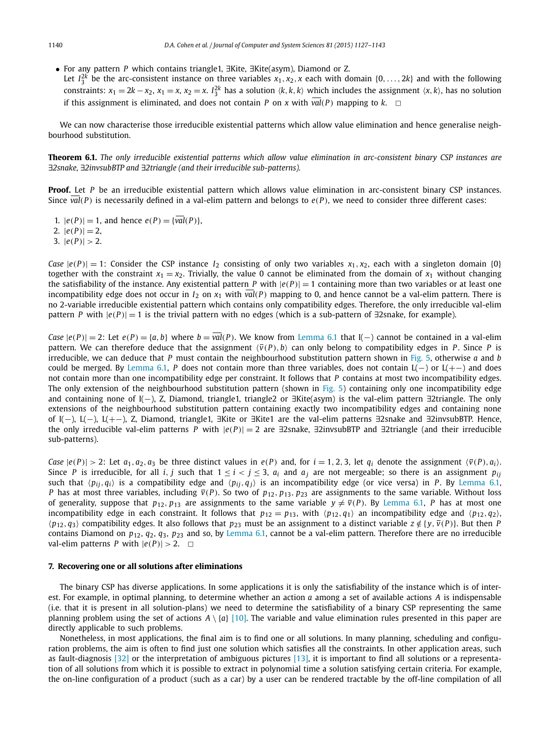- For any pattern $P$ which contains triangle1, ∃Kite, ∃Kite(asym), Diamond or Z.
  Let $I_3^{2k}$ be the arc-consistent instance on three variables $x_1, x_2, x$ each with domain $\{0, \ldots, 2k\}$ and with the following constraints: $x_1 = 2k - x_2$, $x_1 = x$, $x_2 = x$. $I_3^{2k}$ has a solution $\langle k, k, k\rangle$ which includes the assignment $\langle x, k\rangle$, has no solution if this assignment is eliminated, and does not contain $P$ on $x$ with $\overline{val}(P)$ mapping to $k$. □

We can now characterise those irreducible existential patterns which allow value elimination and hence generalise neighbourhood substitution.

**Theorem 6.1.** *The only irreducible existential patterns which allow value elimination in arc-consistent binary CSP instances are ∃2snake, ∃2invsubBTP and ∃2triangle (and their irreducible sub-patterns).*

**Proof.** Let $P$ be an irreducible existential pattern which allows value elimination in arc-consistent binary CSP instances. Since $\overline{val}(P)$ is necessarily defined in a val-elim pattern and belongs to $e(P)$, we need to consider three different cases:

1. $|e(P)| = 1$, and hence $e(P) = \{\overline{val}(P)\}$,
2. $|e(P)| = 2$,
3. $|e(P)| > 2$.

*Case* $|e(P)| = 1$: Consider the CSP instance $I_2$ consisting of only two variables $x_1, x_2$, each with a singleton domain $\{0\}$ together with the constraint $x_1 = x_2$. Trivially, the value 0 cannot be eliminated from the domain of $x_1$ without changing the satisfiability of the instance. Any existential pattern $P$ with $|e(P)| = 1$ containing more than two variables or at least one incompatibility edge does not occur in $I_2$ on $x_1$ with $\overline{val}(P)$ mapping to 0, and hence cannot be a val-elim pattern. There is no 2-variable irreducible existential pattern which contains only compatibility edges. Therefore, the only irreducible val-elim pattern $P$ with $|e(P)| = 1$ is the trivial pattern with no edges (which is a sub-pattern of ∃2snake, for example).

*Case* $|e(P)| = 2$: Let $e(P) = \{a, b\}$ where $b = \overline{val}(P)$. We know from Lemma 6.1 that I(−) cannot be contained in a val-elim pattern. We can therefore deduce that the assignment $\langle \overline{v}(P), b\rangle$ can only belong to compatibility edges in $P$. Since $P$ is irreducible, we can deduce that $P$ must contain the neighbourhood substitution pattern shown in Fig. 5, otherwise $a$ and $b$ could be merged. By Lemma 6.1, $P$ does not contain more than three variables, does not contain L(−) or L(+−) and does not contain more than one incompatibility edge per constraint. It follows that $P$ contains at most two incompatibility edges. The only extension of the neighbourhood substitution pattern (shown in Fig. 5) containing only one incompatibility edge and containing none of I(−), Z, Diamond, triangle1, triangle2 or ∃Kite(asym) is the val-elim pattern ∃2triangle. The only extensions of the neighbourhood substitution pattern containing exactly two incompatibility edges and containing none of I(−), L(−), L(+−), Z, Diamond, triangle1, ∃Kite or ∃Kite1 are the val-elim patterns ∃2snake and ∃2invsubBTP. Hence, the only irreducible val-elim patterns $P$ with $|e(P)| = 2$ are ∃2snake, ∃2invsubBTP and ∃2triangle (and their irreducible sub-patterns).

*Case* $|e(P)| > 2$: Let $a_1, a_2, a_3$ be three distinct values in $e(P)$ and, for $i = 1, 2, 3$, let $q_i$ denote the assignment $\langle \overline{v}(P), a_i\rangle$. Since $P$ is irreducible, for all $i, j$ such that $1 \le i < j \le 3$, $a_i$ and $a_j$ are not mergeable; so there is an assignment $p_{ij}$ such that $\langle p_{ij}, q_i\rangle$ is a compatibility edge and $\langle p_{ij}, q_j\rangle$ is an incompatibility edge (or vice versa) in $P$. By Lemma 6.1, $P$ has at most three variables, including $\overline{v}(P)$. So two of $p_{12}, p_{13}, p_{23}$ are assignments to the same variable. Without loss of generality, suppose that $p_{12}, p_{13}$ are assignments to the same variable $y \ne \overline{v}(P)$. By Lemma 6.1, $P$ has at most one incompatibility edge in each constraint. It follows that $p_{12} = p_{13}$, with $\langle p_{12}, q_1\rangle$ an incompatibility edge and $\langle p_{12}, q_2\rangle$, $\langle p_{12}, q_3\rangle$ compatibility edges. It also follows that $p_{23}$ must be an assignment to a distinct variable $z \notin \{y, \overline{v}(P)\}$. But then $P$ contains Diamond on $p_{12}, q_2, q_3, p_{23}$ and so, by Lemma 6.1, cannot be a val-elim pattern. Therefore there are no irreducible val-elim patterns $P$ with $|e(P)| > 2$. □

## 7. Recovering one or all solutions after eliminations

The binary CSP has diverse applications. In some applications it is only the satisfiability of the instance which is of interest. For example, in optimal planning, to determine whether an action $a$ among a set of available actions $A$ is indispensable (i.e. that it is present in all solution-plans) we need to determine the satisfiability of a binary CSP representing the same planning problem using the set of actions $A \setminus \{a\}$ [10]. The variable and value elimination rules presented in this paper are directly applicable to such problems.

Nonetheless, in most applications, the final aim is to find one or all solutions. In many planning, scheduling and configuration problems, the aim is often to find just one solution which satisfies all the constraints. In other application areas, such as fault-diagnosis [32] or the interpretation of ambiguous pictures [13], it is important to find all solutions or a representation of all solutions from which it is possible to extract in polynomial time a solution satisfying certain criteria. For example, the on-line configuration of a product (such as a car) by a user can be rendered tractable by the off-line compilation of all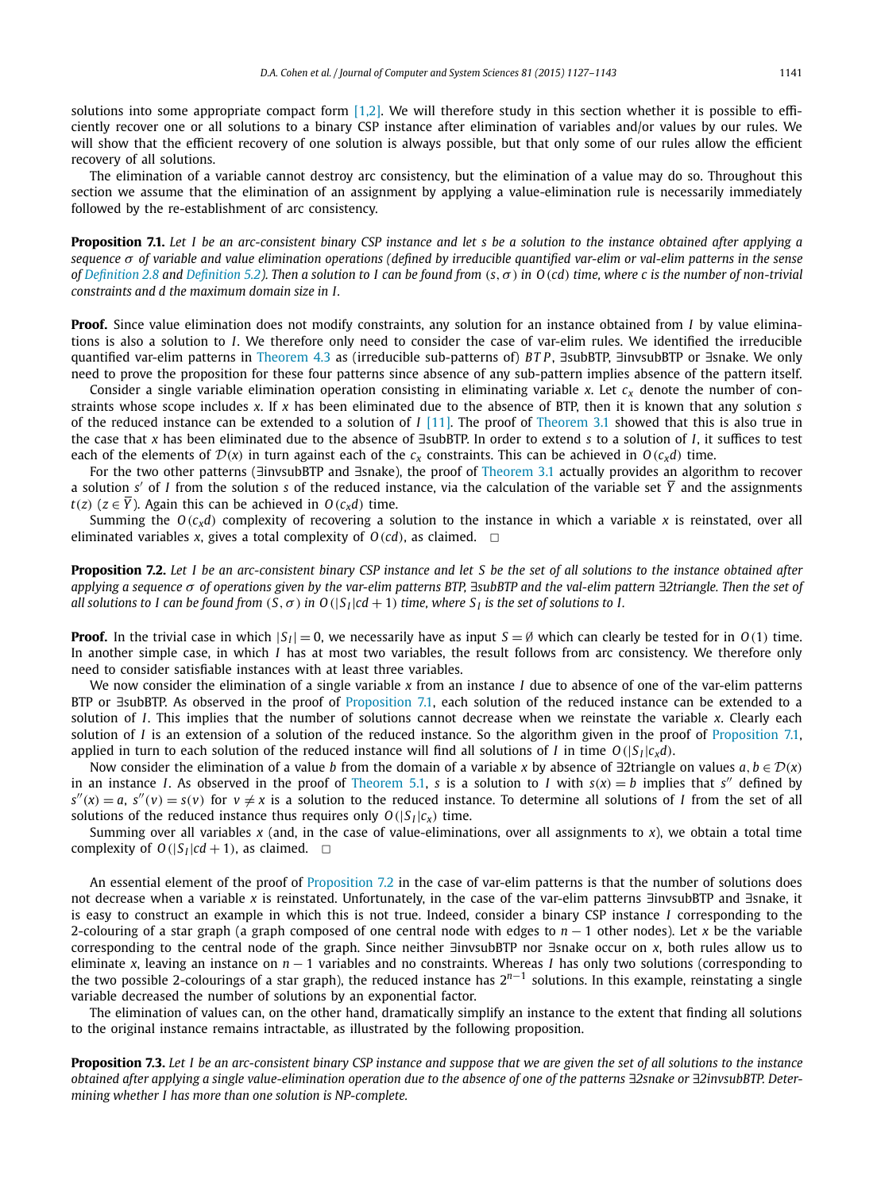solutions into some appropriate compact form [1,2]. We will therefore study in this section whether it is possible to efficiently recover one or all solutions to a binary CSP instance after elimination of variables and/or values by our rules. We will show that the efficient recovery of one solution is always possible, but that only some of our rules allow the efficient recovery of all solutions.

The elimination of a variable cannot destroy arc consistency, but the elimination of a value may do so. Throughout this section we assume that the elimination of an assignment by applying a value-elimination rule is necessarily immediately followed by the re-establishment of arc consistency.

**Proposition 7.1.** *Let $I$ be an arc-consistent binary CSP instance and let $s$ be a solution to the instance obtained after applying a sequence $\sigma$ of variable and value elimination operations (defined by irreducible quantified var-elim or val-elim patterns in the sense of Definition 2.8 and Definition 5.2). Then a solution to $I$ can be found from $(s, \sigma)$ in $O(cd)$ time, where $c$ is the number of non-trivial constraints and $d$ the maximum domain size in $I$.*

**Proof.** Since value elimination does not modify constraints, any solution for an instance obtained from $I$ by value eliminations is also a solution to $I$. We therefore only need to consider the case of var-elim rules. We identified the irreducible quantified var-elim patterns in Theorem 4.3 as (irreducible sub-patterns of) $BTP$, ∃subBTP, ∃invsubBTP or ∃snake. We only need to prove the proposition for these four patterns since absence of any sub-pattern implies absence of the pattern itself.

Consider a single variable elimination operation consisting in eliminating variable $x$. Let $c_x$ denote the number of constraints whose scope includes $x$. If $x$ has been eliminated due to the absence of BTP, then it is known that any solution $s$ of the reduced instance can be extended to a solution of $I$ [11]. The proof of Theorem 3.1 showed that this is also true in the case that $x$ has been eliminated due to the absence of ∃subBTP. In order to extend $s$ to a solution of $I$, it suffices to test each of the elements of $\mathcal{D}(x)$ in turn against each of the $c_x$ constraints. This can be achieved in $O(c_x d)$ time.

For the two other patterns (∃invsubBTP and ∃snake), the proof of Theorem 3.1 actually provides an algorithm to recover a solution $s'$ of $I$ from the solution $s$ of the reduced instance, via the calculation of the variable set $\overline{Y}$ and the assignments $t(z)$ $(z \in \overline{Y})$. Again this can be achieved in $O(c_x d)$ time.

Summing the $O(c_x d)$ complexity of recovering a solution to the instance in which a variable $x$ is reinstated, over all eliminated variables $x$, gives a total complexity of $O(cd)$, as claimed. □

**Proposition 7.2.** *Let $I$ be an arc-consistent binary CSP instance and let $S$ be the set of all solutions to the instance obtained after applying a sequence $\sigma$ of operations given by the var-elim patterns BTP, ∃subBTP and the val-elim pattern ∃2triangle. Then the set of all solutions to $I$ can be found from $(S, \sigma)$ in $O(|S_I|cd + 1)$ time, where $S_I$ is the set of solutions to $I$.*

**Proof.** In the trivial case in which $|S_I| = 0$, we necessarily have as input $S = \emptyset$ which can clearly be tested for in $O(1)$ time. In another simple case, in which $I$ has at most two variables, the result follows from arc consistency. We therefore only need to consider satisfiable instances with at least three variables.

We now consider the elimination of a single variable $x$ from an instance $I$ due to absence of one of the var-elim patterns BTP or ∃subBTP. As observed in the proof of Proposition 7.1, each solution of the reduced instance can be extended to a solution of $I$. This implies that the number of solutions cannot decrease when we reinstate the variable $x$. Clearly each solution of $I$ is an extension of a solution of the reduced instance. So the algorithm given in the proof of Proposition 7.1, applied in turn to each solution of the reduced instance will find all solutions of $I$ in time $O(|S_I|c_x d)$.

Now consider the elimination of a value $b$ from the domain of a variable $x$ by absence of ∃2triangle on values $a, b \in \mathcal{D}(x)$ in an instance $I$. As observed in the proof of Theorem 5.1, $s$ is a solution to $I$ with $s(x) = b$ implies that $s''$ defined by $s''(x) = a$, $s''(v) = s(v)$ for $v \neq x$ is a solution to the reduced instance. To determine all solutions of $I$ from the set of all solutions of the reduced instance thus requires only $O(|S_I|c_x)$ time.

Summing over all variables $x$ (and, in the case of value-eliminations, over all assignments to $x$), we obtain a total time complexity of $O(|S_I|cd + 1)$, as claimed. □

An essential element of the proof of Proposition 7.2 in the case of var-elim patterns is that the number of solutions does not decrease when a variable $x$ is reinstated. Unfortunately, in the case of the var-elim patterns ∃invsubBTP and ∃snake, it is easy to construct an example in which this is not true. Indeed, consider a binary CSP instance $I$ corresponding to the 2-colouring of a star graph (a graph composed of one central node with edges to $n - 1$ other nodes). Let $x$ be the variable corresponding to the central node of the graph. Since neither ∃invsubBTP nor ∃snake occur on $x$, both rules allow us to eliminate $x$, leaving an instance on $n - 1$ variables and no constraints. Whereas $I$ has only two solutions (corresponding to the two possible 2-colourings of a star graph), the reduced instance has $2^{n-1}$ solutions. In this example, reinstating a single variable decreased the number of solutions by an exponential factor.

The elimination of values can, on the other hand, dramatically simplify an instance to the extent that finding all solutions to the original instance remains intractable, as illustrated by the following proposition.

**Proposition 7.3.** *Let $I$ be an arc-consistent binary CSP instance and suppose that we are given the set of all solutions to the instance obtained after applying a single value-elimination operation due to the absence of one of the patterns ∃2snake or ∃2invsubBTP. Determining whether $I$ has more than one solution is NP-complete.*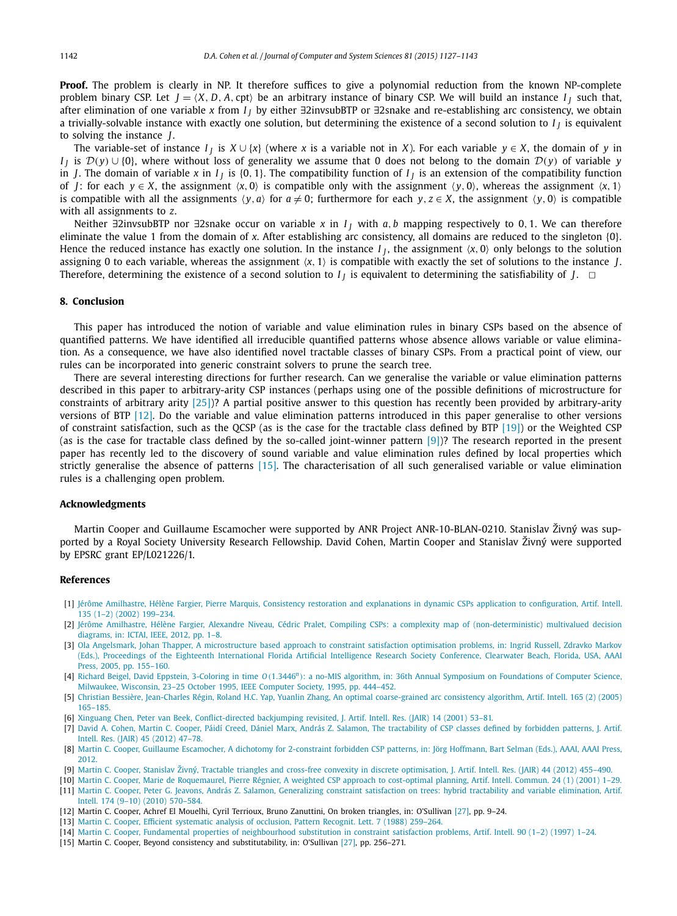**Proof.** The problem is clearly in NP. It therefore suffices to give a polynomial reduction from the known NP-complete problem binary CSP. Let $J = \langle X, D, A, \text{cpt} \rangle$ be an arbitrary instance of binary CSP. We will build an instance $I_J$ such that, after elimination of one variable $x$ from $I_J$ by either ∃2invsubBTP or ∃2snake and re-establishing arc consistency, we obtain a trivially-solvable instance with exactly one solution, but determining the existence of a second solution to $I_J$ is equivalent to solving the instance $J$.

The variable-set of instance $I_J$ is $X \cup \{x\}$ (where $x$ is a variable not in $X$). For each variable $y \in X$, the domain of $y$ in $I_J$ is $\mathcal{D}(y) \cup \{0\}$, where without loss of generality we assume that 0 does not belong to the domain $\mathcal{D}(y)$ of variable $y$ in $J$. The domain of variable $x$ in $I_J$ is $\{0, 1\}$. The compatibility function of $I_J$ is an extension of the compatibility function of $J$: for each $y \in X$, the assignment $\langle x, 0 \rangle$ is compatible only with the assignment $\langle y, 0 \rangle$, whereas the assignment $\langle x, 1 \rangle$ is compatible with all the assignments $\langle y, a \rangle$ for $a \neq 0$; furthermore for each $y, z \in X$, the assignment $\langle y, 0 \rangle$ is compatible with all assignments to $z$.

Neither ∃2invsubBTP nor ∃2snake occur on variable $x$ in $I_J$ with $a, b$ mapping respectively to $0, 1$. We can therefore eliminate the value 1 from the domain of $x$. After establishing arc consistency, all domains are reduced to the singleton $\{0\}$. Hence the reduced instance has exactly one solution. In the instance $I_J$, the assignment $\langle x, 0 \rangle$ only belongs to the solution assigning 0 to each variable, whereas the assignment $\langle x, 1 \rangle$ is compatible with exactly the set of solutions to the instance $J$. Therefore, determining the existence of a second solution to $I_J$ is equivalent to determining the satisfiability of $J$. □

## 8. Conclusion

This paper has introduced the notion of variable and value elimination rules in binary CSPs based on the absence of quantified patterns. We have identified all irreducible quantified patterns whose absence allows variable or value elimination. As a consequence, we have also identified novel tractable classes of binary CSPs. From a practical point of view, our rules can be incorporated into generic constraint solvers to prune the search tree.

There are several interesting directions for further research. Can we generalise the variable or value elimination patterns described in this paper to arbitrary-arity CSP instances (perhaps using one of the possible definitions of microstructure for constraints of arbitrary arity [25])? A partial positive answer to this question has recently been provided by arbitrary-arity versions of BTP [12]. Do the variable and value elimination patterns introduced in this paper generalise to other versions of constraint satisfaction, such as the QCSP (as is the case for the tractable class defined by BTP [19]) or the Weighted CSP (as is the case for tractable class defined by the so-called joint-winner pattern [9])? The research reported in the present paper has recently led to the discovery of sound variable and value elimination rules defined by local properties which strictly generalise the absence of patterns [15]. The characterisation of all such generalised variable or value elimination rules is a challenging open problem.

## Acknowledgments

Martin Cooper and Guillaume Escamocher were supported by ANR Project ANR-10-BLAN-0210. Stanislav Živný was supported by a Royal Society University Research Fellowship. David Cohen, Martin Cooper and Stanislav Živný were supported by EPSRC grant EP/L021226/1.

## References

[1] Jérôme Amilhastre, Hélène Fargier, Pierre Marquis, Consistency restoration and explanations in dynamic CSPs application to configuration, Artif. Intell. 135 (1–2) (2002) 199–234.

[2] Jérôme Amilhastre, Hélène Fargier, Alexandre Niveau, Cédric Pralet, Compiling CSPs: a complexity map of (non-deterministic) multivalued decision diagrams, in: ICTAI, IEEE, 2012, pp. 1–8.

[3] Ola Angelsmark, Johan Thapper, A microstructure based approach to constraint satisfaction optimisation problems, in: Ingrid Russell, Zdravko Markov (Eds.), Proceedings of the Eighteenth International Florida Artificial Intelligence Research Society Conference, Clearwater Beach, Florida, USA, AAAI Press, 2005, pp. 155–160.

[4] Richard Beigel, David Eppstein, 3-Coloring in time $O(1.3446^n)$: a no-MIS algorithm, in: 36th Annual Symposium on Foundations of Computer Science, Milwaukee, Wisconsin, 23–25 October 1995, IEEE Computer Society, 1995, pp. 444–452.

[5] Christian Bessière, Jean-Charles Régin, Roland H.C. Yap, Yuanlin Zhang, An optimal coarse-grained arc consistency algorithm, Artif. Intell. 165 (2) (2005) 165–185.

[6] Xinguang Chen, Peter van Beek, Conflict-directed backjumping revisited, J. Artif. Intell. Res. (JAIR) 14 (2001) 53–81.

[7] David A. Cohen, Martin C. Cooper, Páidí Creed, Dániel Marx, András Z. Salamon, The tractability of CSP classes defined by forbidden patterns, J. Artif. Intell. Res. (JAIR) 45 (2012) 47–78.

[8] Martin C. Cooper, Guillaume Escamocher, A dichotomy for 2-constraint forbidden CSP patterns, in: Jörg Hoffmann, Bart Selman (Eds.), AAAI, AAAI Press, 2012.

[9] Martin C. Cooper, Stanislav Živný, Tractable triangles and cross-free convexity in discrete optimisation, J. Artif. Intell. Res. (JAIR) 44 (2012) 455–490.

[10] Martin C. Cooper, Marie de Roquemaurel, Pierre Régnier, A weighted CSP approach to cost-optimal planning, Artif. Intell. Commun. 24 (1) (2001) 1–29.

[11] Martin C. Cooper, Peter G. Jeavons, András Z. Salamon, Generalizing constraint satisfaction on trees: hybrid tractability and variable elimination, Artif. Intell. 174 (9–10) (2010) 570–584.

[12] Martin C. Cooper, Achref El Mouelhi, Cyril Terrioux, Bruno Zanuttini, On broken triangles, in: O'Sullivan [27], pp. 9–24.

[13] Martin C. Cooper, Efficient systematic analysis of occlusion, Pattern Recognit. Lett. 7 (1988) 259–264.

[14] Martin C. Cooper, Fundamental properties of neighbourhood substitution in constraint satisfaction problems, Artif. Intell. 90 (1–2) (1997) 1–24.

[15] Martin C. Cooper, Beyond consistency and substitutability, in: O'Sullivan [27], pp. 256–271.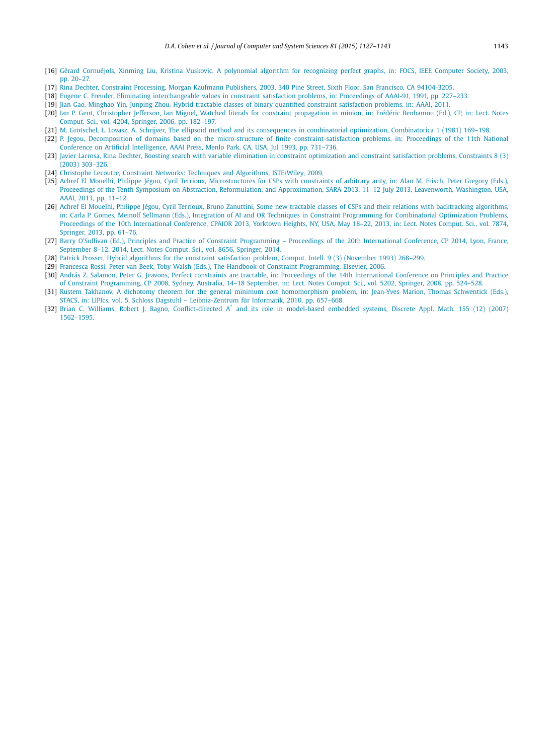[16] Gérard Cornuéjols, Xinming Liu, Kristina Vuskovic, A polynomial algorithm for recognizing perfect graphs, in: FOCS, IEEE Computer Society, 2003, pp. 20–27.

[17] Rina Dechter, Constraint Processing, Morgan Kaufmann Publishers, 2003, 340 Pine Street, Sixth Floor, San Francisco, CA 94104-3205.

[18] Eugene C. Freuder, Eliminating interchangeable values in constraint satisfaction problems, in: Proceedings of AAAI-91, 1991, pp. 227–233.

[19] Jian Gao, Minghao Yin, Junping Zhou, Hybrid tractable classes of binary quantified constraint satisfaction problems, in: AAAI, 2011.

[20] Ian P. Gent, Christopher Jefferson, Ian Miguel, Watched literals for constraint propagation in minion, in: Frédéric Benhamou (Ed.), CP, in: Lect. Notes Comput. Sci., vol. 4204, Springer, 2006, pp. 182–197.

[21] M. Grötschel, L. Lovasz, A. Schrijver, The ellipsoid method and its consequences in combinatorial optimization, Combinatorica 1 (1981) 169–198.

[22] P. Jegou, Decomposition of domains based on the micro-structure of finite constraint-satisfaction problems, in: Proceedings of the 11th National Conference on Artificial Intelligence, AAAI Press, Menlo Park, CA, USA, Jul 1993, pp. 731–736.

[23] Javier Larrosa, Rina Dechter, Boosting search with variable elimination in constraint optimization and constraint satisfaction problems, Constraints 8 (3) (2003) 303–326.

[24] Christophe Lecoutre, Constraint Networks: Techniques and Algorithms, ISTE/Wiley, 2009.

[25] Achref El Mouelhi, Philippe Jégou, Cyril Terrioux, Microstructures for CSPs with constraints of arbitrary arity, in: Alan M. Frisch, Peter Gregory (Eds.), Proceedings of the Tenth Symposium on Abstraction, Reformulation, and Approximation, SARA 2013, 11–12 July 2013, Leavenworth, Washington, USA, AAAI, 2013, pp. 11–12.

[26] Achref El Mouelhi, Philippe Jégou, Cyril Terrioux, Bruno Zanuttini, Some new tractable classes of CSPs and their relations with backtracking algorithms, in: Carla P. Gomes, Meinolf Sellmann (Eds.), Integration of AI and OR Techniques in Constraint Programming for Combinatorial Optimization Problems, Proceedings of the 10th International Conference, CPAIOR 2013, Yorktown Heights, NY, USA, May 18–22, 2013, in: Lect. Notes Comput. Sci., vol. 7874, Springer, 2013, pp. 61–76.

[27] Barry O'Sullivan (Ed.), Principles and Practice of Constraint Programming – Proceedings of the 20th International Conference, CP 2014, Lyon, France, September 8–12, 2014, Lect. Notes Comput. Sci., vol. 8656, Springer, 2014.

[28] Patrick Prosser, Hybrid algorithms for the constraint satisfaction problem, Comput. Intell. 9 (3) (November 1993) 268–299.

[29] Francesca Rossi, Peter van Beek, Toby Walsh (Eds.), The Handbook of Constraint Programming, Elsevier, 2006.

[30] András Z. Salamon, Peter G. Jeavons, Perfect constraints are tractable, in: Proceedings of the 14th International Conference on Principles and Practice of Constraint Programming, CP 2008, Sydney, Australia, 14–18 September, in: Lect. Notes Comput. Sci., vol. 5202, Springer, 2008, pp. 524–528.

[31] Rustem Takhanov, A dichotomy theorem for the general minimum cost homomorphism problem, in: Jean-Yves Marion, Thomas Schwentick (Eds.), STACS, in: LIPIcs, vol. 5, Schloss Dagstuhl – Leibniz-Zentrum für Informatik, 2010, pp. 657–668.

[32] Brian C. Williams, Robert J. Ragno, Conflict-directed $A^*$ and its role in model-based embedded systems, Discrete Appl. Math. 155 (12) (2007) 1562–1595.